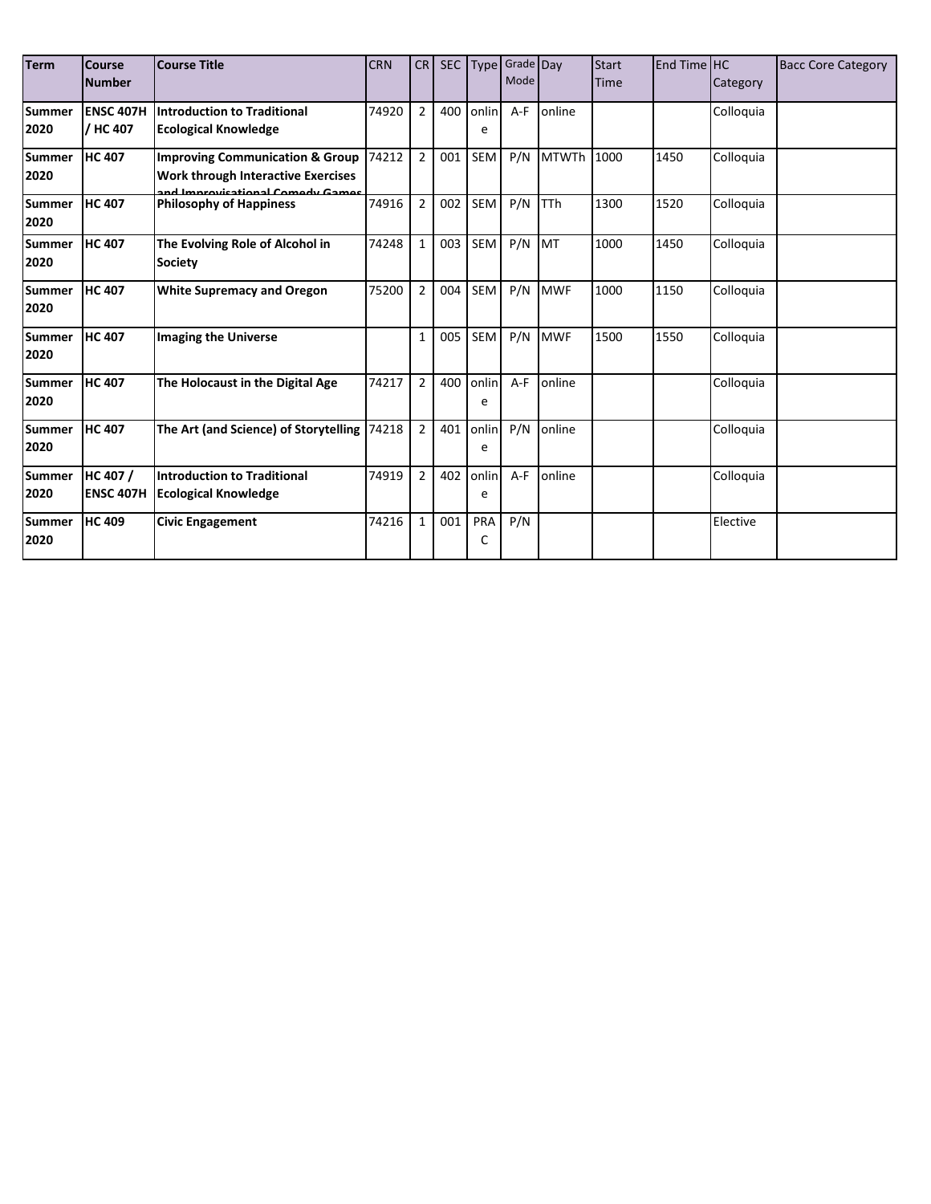| Term | Course Number | Course Title | CRN | CR | SEC | Type | Grade Mode | Day | Start Time | End Time | HC Category | Bacc Core Category |
|---|---|---|---|---|---|---|---|---|---|---|---|---|
| **Summer 2020** | **ENSC 407H / HC 407** | **Introduction to Traditional Ecological Knowledge** | 74920 | 2 | 400 | online | A-F | online | | | Colloquia | |
| **Summer 2020** | **HC 407** | **Improving Communication & Group Work through Interactive Exercises and Improvisational Comedy Games** | 74212 | 2 | 001 | SEM | P/N | MTWTh | 1000 | 1450 | Colloquia | |
| **Summer 2020** | **HC 407** | **Philosophy of Happiness** | 74916 | 2 | 002 | SEM | P/N | TTh | 1300 | 1520 | Colloquia | |
| **Summer 2020** | **HC 407** | **The Evolving Role of Alcohol in Society** | 74248 | 1 | 003 | SEM | P/N | MT | 1000 | 1450 | Colloquia | |
| **Summer 2020** | **HC 407** | **White Supremacy and Oregon** | 75200 | 2 | 004 | SEM | P/N | MWF | 1000 | 1150 | Colloquia | |
| **Summer 2020** | **HC 407** | **Imaging the Universe** | | 1 | 005 | SEM | P/N | MWF | 1500 | 1550 | Colloquia | |
| **Summer 2020** | **HC 407** | **The Holocaust in the Digital Age** | 74217 | 2 | 400 | online | A-F | online | | | Colloquia | |
| **Summer 2020** | **HC 407** | **The Art (and Science) of Storytelling** | 74218 | 2 | 401 | online | P/N | online | | | Colloquia | |
| **Summer 2020** | **HC 407 / ENSC 407H** | **Introduction to Traditional Ecological Knowledge** | 74919 | 2 | 402 | online | A-F | online | | | Colloquia | |
| **Summer 2020** | **HC 409** | **Civic Engagement** | 74216 | 1 | 001 | PRAC | P/N | | | | Elective | |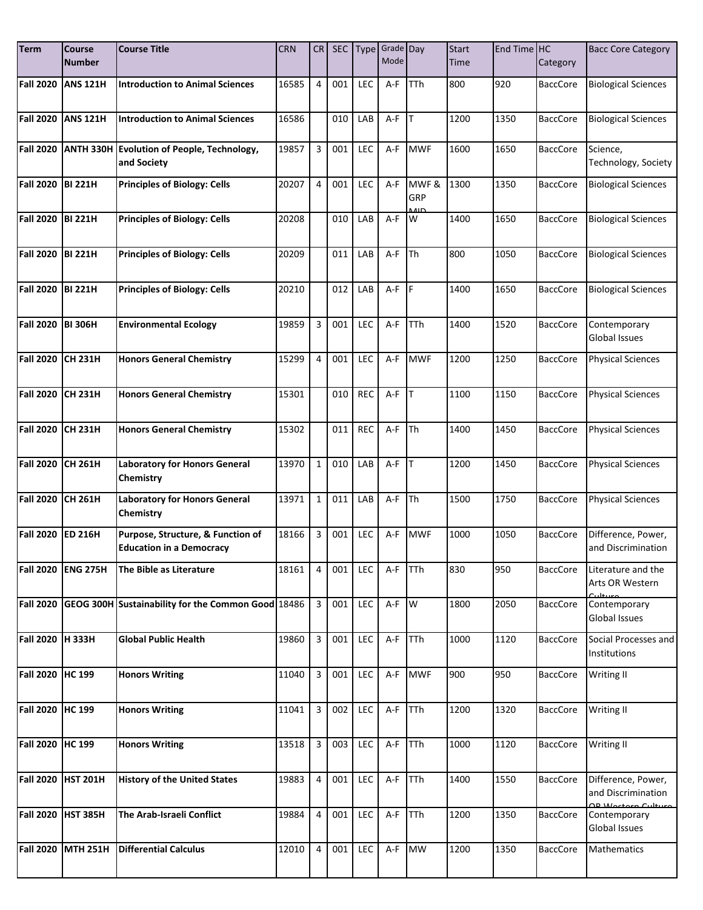| Term | Course Number | Course Title | CRN | CR | SEC | Type | Grade Mode | Day | Start Time | End Time | HC Category | Bacc Core Category |
|---|---|---|---|---|---|---|---|---|---|---|---|---|
| Fall 2020 | ANS 121H | Introduction to Animal Sciences | 16585 | 4 | 001 | LEC | A-F | TTh | 800 | 920 | BaccCore | Biological Sciences |
| Fall 2020 | ANS 121H | Introduction to Animal Sciences | 16586 | | 010 | LAB | A-F | T | 1200 | 1350 | BaccCore | Biological Sciences |
| Fall 2020 | ANTH 330H | Evolution of People, Technology, and Society | 19857 | 3 | 001 | LEC | A-F | MWF | 1600 | 1650 | BaccCore | Science, Technology, Society |
| Fall 2020 | BI 221H | Principles of Biology: Cells | 20207 | 4 | 001 | LEC | A-F | MWF & GRP MID | 1300 | 1350 | BaccCore | Biological Sciences |
| Fall 2020 | BI 221H | Principles of Biology: Cells | 20208 | | 010 | LAB | A-F | W | 1400 | 1650 | BaccCore | Biological Sciences |
| Fall 2020 | BI 221H | Principles of Biology: Cells | 20209 | | 011 | LAB | A-F | Th | 800 | 1050 | BaccCore | Biological Sciences |
| Fall 2020 | BI 221H | Principles of Biology: Cells | 20210 | | 012 | LAB | A-F | F | 1400 | 1650 | BaccCore | Biological Sciences |
| Fall 2020 | BI 306H | Environmental Ecology | 19859 | 3 | 001 | LEC | A-F | TTh | 1400 | 1520 | BaccCore | Contemporary Global Issues |
| Fall 2020 | CH 231H | Honors General Chemistry | 15299 | 4 | 001 | LEC | A-F | MWF | 1200 | 1250 | BaccCore | Physical Sciences |
| Fall 2020 | CH 231H | Honors General Chemistry | 15301 | | 010 | REC | A-F | T | 1100 | 1150 | BaccCore | Physical Sciences |
| Fall 2020 | CH 231H | Honors General Chemistry | 15302 | | 011 | REC | A-F | Th | 1400 | 1450 | BaccCore | Physical Sciences |
| Fall 2020 | CH 261H | Laboratory for Honors General Chemistry | 13970 | 1 | 010 | LAB | A-F | T | 1200 | 1450 | BaccCore | Physical Sciences |
| Fall 2020 | CH 261H | Laboratory for Honors General Chemistry | 13971 | 1 | 011 | LAB | A-F | Th | 1500 | 1750 | BaccCore | Physical Sciences |
| Fall 2020 | ED 216H | Purpose, Structure, & Function of Education in a Democracy | 18166 | 3 | 001 | LEC | A-F | MWF | 1000 | 1050 | BaccCore | Difference, Power, and Discrimination |
| Fall 2020 | ENG 275H | The Bible as Literature | 18161 | 4 | 001 | LEC | A-F | TTh | 830 | 950 | BaccCore | Literature and the Arts OR Western Culture |
| Fall 2020 | GEOG 300H | Sustainability for the Common Good | 18486 | 3 | 001 | LEC | A-F | W | 1800 | 2050 | BaccCore | Contemporary Global Issues |
| Fall 2020 | H 333H | Global Public Health | 19860 | 3 | 001 | LEC | A-F | TTh | 1000 | 1120 | BaccCore | Social Processes and Institutions |
| Fall 2020 | HC 199 | Honors Writing | 11040 | 3 | 001 | LEC | A-F | MWF | 900 | 950 | BaccCore | Writing II |
| Fall 2020 | HC 199 | Honors Writing | 11041 | 3 | 002 | LEC | A-F | TTh | 1200 | 1320 | BaccCore | Writing II |
| Fall 2020 | HC 199 | Honors Writing | 13518 | 3 | 003 | LEC | A-F | TTh | 1000 | 1120 | BaccCore | Writing II |
| Fall 2020 | HST 201H | History of the United States | 19883 | 4 | 001 | LEC | A-F | TTh | 1400 | 1550 | BaccCore | Difference, Power, and Discrimination OR Western Culture |
| Fall 2020 | HST 385H | The Arab-Israeli Conflict | 19884 | 4 | 001 | LEC | A-F | TTh | 1200 | 1350 | BaccCore | Contemporary Global Issues |
| Fall 2020 | MTH 251H | Differential Calculus | 12010 | 4 | 001 | LEC | A-F | MW | 1200 | 1350 | BaccCore | Mathematics |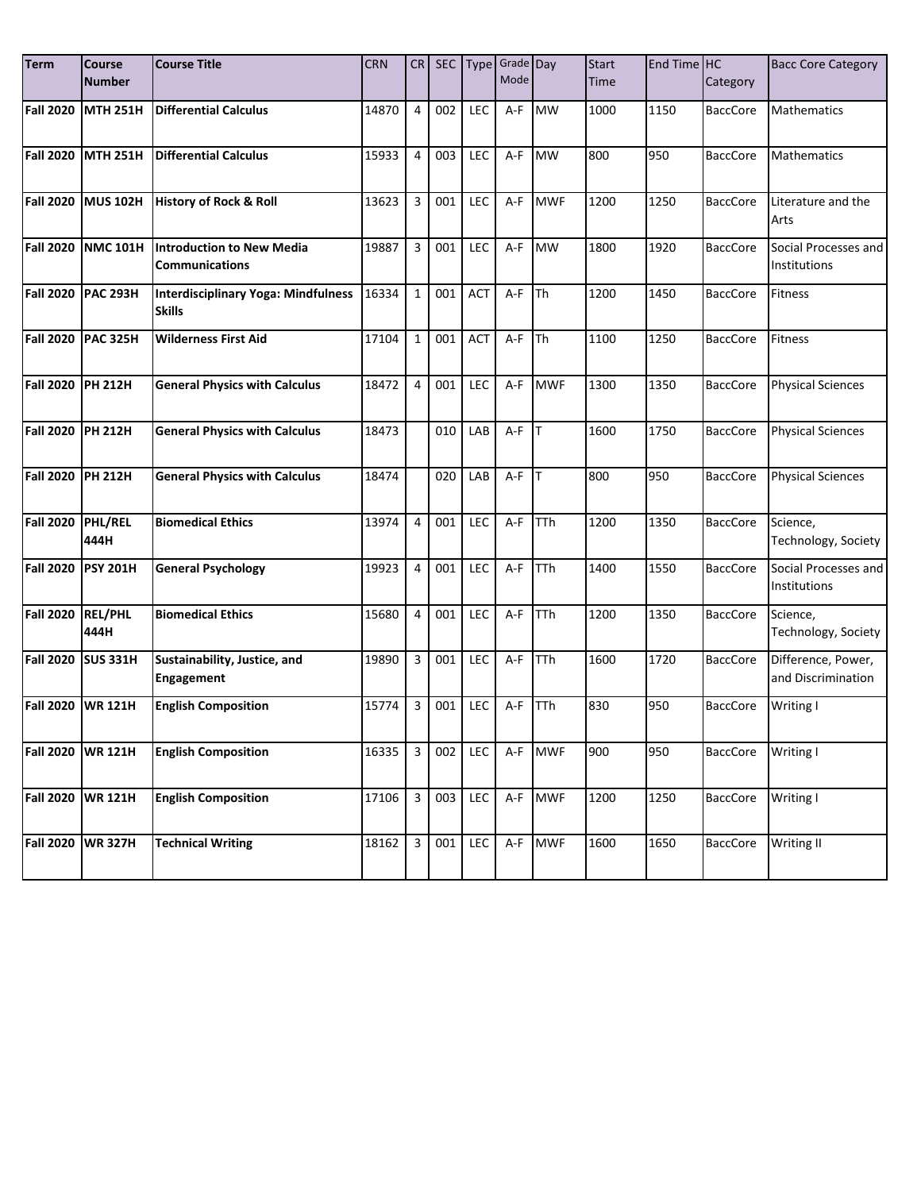| Term | Course Number | Course Title | CRN | CR | SEC | Type | Grade Mode | Day | Start Time | End Time | HC Category | Bacc Core Category |
|---|---|---|---|---|---|---|---|---|---|---|---|---|
| **Fall 2020** | **MTH 251H** | **Differential Calculus** | 14870 | 4 | 002 | LEC | A-F | MW | 1000 | 1150 | BaccCore | Mathematics |
| **Fall 2020** | **MTH 251H** | **Differential Calculus** | 15933 | 4 | 003 | LEC | A-F | MW | 800 | 950 | BaccCore | Mathematics |
| **Fall 2020** | **MUS 102H** | **History of Rock & Roll** | 13623 | 3 | 001 | LEC | A-F | MWF | 1200 | 1250 | BaccCore | Literature and the Arts |
| **Fall 2020** | **NMC 101H** | **Introduction to New Media Communications** | 19887 | 3 | 001 | LEC | A-F | MW | 1800 | 1920 | BaccCore | Social Processes and Institutions |
| **Fall 2020** | **PAC 293H** | **Interdisciplinary Yoga: Mindfulness Skills** | 16334 | 1 | 001 | ACT | A-F | Th | 1200 | 1450 | BaccCore | Fitness |
| **Fall 2020** | **PAC 325H** | **Wilderness First Aid** | 17104 | 1 | 001 | ACT | A-F | Th | 1100 | 1250 | BaccCore | Fitness |
| **Fall 2020** | **PH 212H** | **General Physics with Calculus** | 18472 | 4 | 001 | LEC | A-F | MWF | 1300 | 1350 | BaccCore | Physical Sciences |
| **Fall 2020** | **PH 212H** | **General Physics with Calculus** | 18473 | | 010 | LAB | A-F | T | 1600 | 1750 | BaccCore | Physical Sciences |
| **Fall 2020** | **PH 212H** | **General Physics with Calculus** | 18474 | | 020 | LAB | A-F | T | 800 | 950 | BaccCore | Physical Sciences |
| **Fall 2020** | **PHL/REL 444H** | **Biomedical Ethics** | 13974 | 4 | 001 | LEC | A-F | TTh | 1200 | 1350 | BaccCore | Science, Technology, Society |
| **Fall 2020** | **PSY 201H** | **General Psychology** | 19923 | 4 | 001 | LEC | A-F | TTh | 1400 | 1550 | BaccCore | Social Processes and Institutions |
| **Fall 2020** | **REL/PHL 444H** | **Biomedical Ethics** | 15680 | 4 | 001 | LEC | A-F | TTh | 1200 | 1350 | BaccCore | Science, Technology, Society |
| **Fall 2020** | **SUS 331H** | **Sustainability, Justice, and Engagement** | 19890 | 3 | 001 | LEC | A-F | TTh | 1600 | 1720 | BaccCore | Difference, Power, and Discrimination |
| **Fall 2020** | **WR 121H** | **English Composition** | 15774 | 3 | 001 | LEC | A-F | TTh | 830 | 950 | BaccCore | Writing I |
| **Fall 2020** | **WR 121H** | **English Composition** | 16335 | 3 | 002 | LEC | A-F | MWF | 900 | 950 | BaccCore | Writing I |
| **Fall 2020** | **WR 121H** | **English Composition** | 17106 | 3 | 003 | LEC | A-F | MWF | 1200 | 1250 | BaccCore | Writing I |
| **Fall 2020** | **WR 327H** | **Technical Writing** | 18162 | 3 | 001 | LEC | A-F | MWF | 1600 | 1650 | BaccCore | Writing II |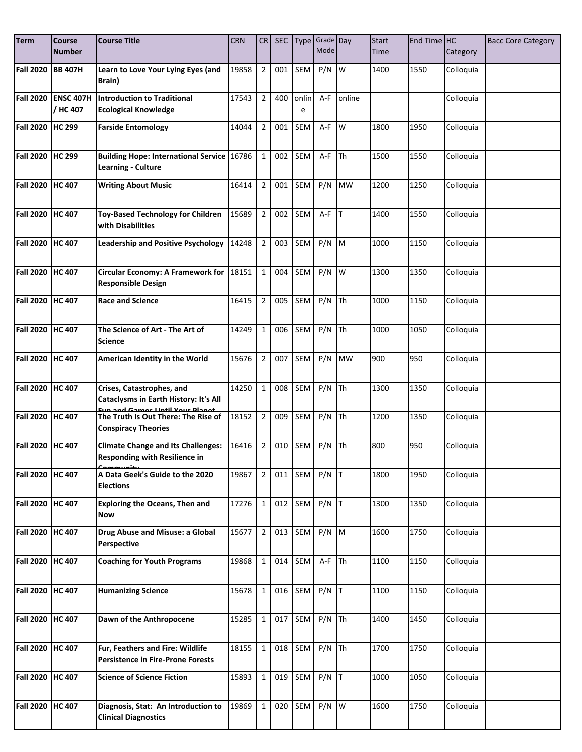| Term | Course Number | Course Title | CRN | CR | SEC | Type | Grade Mode | Day | Start Time | End Time | HC Category | Bacc Core Category |
|---|---|---|---|---|---|---|---|---|---|---|---|---|
| Fall 2020 | BB 407H | Learn to Love Your Lying Eyes (and Brain) | 19858 | 2 | 001 | SEM | P/N | W | 1400 | 1550 | Colloquia | |
| Fall 2020 | ENSC 407H / HC 407 | Introduction to Traditional Ecological Knowledge | 17543 | 2 | 400 | online | A-F | online | | | Colloquia | |
| Fall 2020 | HC 299 | Farside Entomology | 14044 | 2 | 001 | SEM | A-F | W | 1800 | 1950 | Colloquia | |
| Fall 2020 | HC 299 | Building Hope: International Service Learning - Culture | 16786 | 1 | 002 | SEM | A-F | Th | 1500 | 1550 | Colloquia | |
| Fall 2020 | HC 407 | Writing About Music | 16414 | 2 | 001 | SEM | P/N | MW | 1200 | 1250 | Colloquia | |
| Fall 2020 | HC 407 | Toy-Based Technology for Children with Disabilities | 15689 | 2 | 002 | SEM | A-F | T | 1400 | 1550 | Colloquia | |
| Fall 2020 | HC 407 | Leadership and Positive Psychology | 14248 | 2 | 003 | SEM | P/N | M | 1000 | 1150 | Colloquia | |
| Fall 2020 | HC 407 | Circular Economy: A Framework for Responsible Design | 18151 | 1 | 004 | SEM | P/N | W | 1300 | 1350 | Colloquia | |
| Fall 2020 | HC 407 | Race and Science | 16415 | 2 | 005 | SEM | P/N | Th | 1000 | 1150 | Colloquia | |
| Fall 2020 | HC 407 | The Science of Art - The Art of Science | 14249 | 1 | 006 | SEM | P/N | Th | 1000 | 1050 | Colloquia | |
| Fall 2020 | HC 407 | American Identity in the World | 15676 | 2 | 007 | SEM | P/N | MW | 900 | 950 | Colloquia | |
| Fall 2020 | HC 407 | Crises, Catastrophes, and Cataclysms in Earth History: It's All Fun and Games Until Your Planet | 14250 | 1 | 008 | SEM | P/N | Th | 1300 | 1350 | Colloquia | |
| Fall 2020 | HC 407 | The Truth Is Out There: The Rise of Conspiracy Theories | 18152 | 2 | 009 | SEM | P/N | Th | 1200 | 1350 | Colloquia | |
| Fall 2020 | HC 407 | Climate Change and Its Challenges: Responding with Resilience in Community | 16416 | 2 | 010 | SEM | P/N | Th | 800 | 950 | Colloquia | |
| Fall 2020 | HC 407 | A Data Geek's Guide to the 2020 Elections | 19867 | 2 | 011 | SEM | P/N | T | 1800 | 1950 | Colloquia | |
| Fall 2020 | HC 407 | Exploring the Oceans, Then and Now | 17276 | 1 | 012 | SEM | P/N | T | 1300 | 1350 | Colloquia | |
| Fall 2020 | HC 407 | Drug Abuse and Misuse: a Global Perspective | 15677 | 2 | 013 | SEM | P/N | M | 1600 | 1750 | Colloquia | |
| Fall 2020 | HC 407 | Coaching for Youth Programs | 19868 | 1 | 014 | SEM | A-F | Th | 1100 | 1150 | Colloquia | |
| Fall 2020 | HC 407 | Humanizing Science | 15678 | 1 | 016 | SEM | P/N | T | 1100 | 1150 | Colloquia | |
| Fall 2020 | HC 407 | Dawn of the Anthropocene | 15285 | 1 | 017 | SEM | P/N | Th | 1400 | 1450 | Colloquia | |
| Fall 2020 | HC 407 | Fur, Feathers and Fire: Wildlife Persistence in Fire-Prone Forests | 18155 | 1 | 018 | SEM | P/N | Th | 1700 | 1750 | Colloquia | |
| Fall 2020 | HC 407 | Science of Science Fiction | 15893 | 1 | 019 | SEM | P/N | T | 1000 | 1050 | Colloquia | |
| Fall 2020 | HC 407 | Diagnosis, Stat: An Introduction to Clinical Diagnostics | 19869 | 1 | 020 | SEM | P/N | W | 1600 | 1750 | Colloquia | |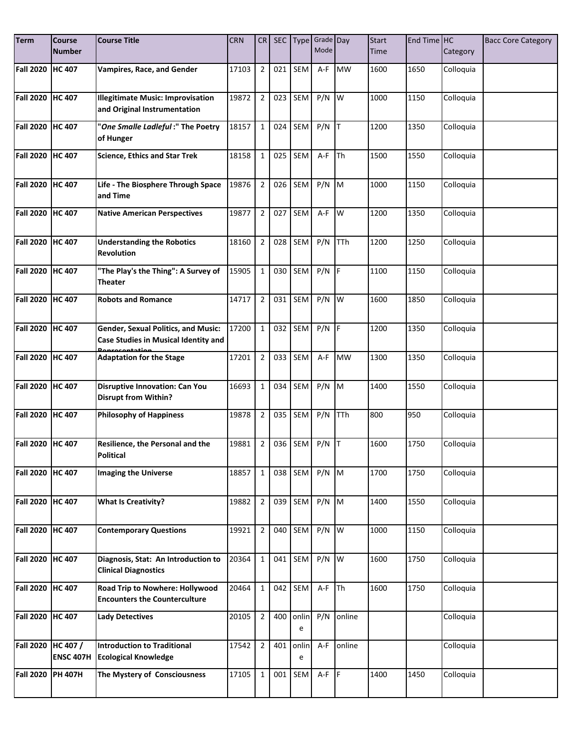| Term | Course Number | Course Title | CRN | CR | SEC | Type | Grade Mode | Day | Start Time | End Time | HC Category | Bacc Core Category |
|---|---|---|---|---|---|---|---|---|---|---|---|---|
| Fall 2020 | HC 407 | Vampires, Race, and Gender | 17103 | 2 | 021 | SEM | A-F | MW | 1600 | 1650 | Colloquia | |
| Fall 2020 | HC 407 | Illegitimate Music: Improvisation and Original Instrumentation | 19872 | 2 | 023 | SEM | P/N | W | 1000 | 1150 | Colloquia | |
| Fall 2020 | HC 407 | "*One Smalle Ladleful* :" The Poetry of Hunger | 18157 | 1 | 024 | SEM | P/N | T | 1200 | 1350 | Colloquia | |
| Fall 2020 | HC 407 | Science, Ethics and Star Trek | 18158 | 1 | 025 | SEM | A-F | Th | 1500 | 1550 | Colloquia | |
| Fall 2020 | HC 407 | Life - The Biosphere Through Space and Time | 19876 | 2 | 026 | SEM | P/N | M | 1000 | 1150 | Colloquia | |
| Fall 2020 | HC 407 | Native American Perspectives | 19877 | 2 | 027 | SEM | A-F | W | 1200 | 1350 | Colloquia | |
| Fall 2020 | HC 407 | Understanding the Robotics Revolution | 18160 | 2 | 028 | SEM | P/N | TTh | 1200 | 1250 | Colloquia | |
| Fall 2020 | HC 407 | "The Play's the Thing": A Survey of Theater | 15905 | 1 | 030 | SEM | P/N | F | 1100 | 1150 | Colloquia | |
| Fall 2020 | HC 407 | Robots and Romance | 14717 | 2 | 031 | SEM | P/N | W | 1600 | 1850 | Colloquia | |
| Fall 2020 | HC 407 | Gender, Sexual Politics, and Music: Case Studies in Musical Identity and Representation | 17200 | 1 | 032 | SEM | P/N | F | 1200 | 1350 | Colloquia | |
| Fall 2020 | HC 407 | Adaptation for the Stage | 17201 | 2 | 033 | SEM | A-F | MW | 1300 | 1350 | Colloquia | |
| Fall 2020 | HC 407 | Disruptive Innovation: Can You Disrupt from Within? | 16693 | 1 | 034 | SEM | P/N | M | 1400 | 1550 | Colloquia | |
| Fall 2020 | HC 407 | Philosophy of Happiness | 19878 | 2 | 035 | SEM | P/N | TTh | 800 | 950 | Colloquia | |
| Fall 2020 | HC 407 | Resilience, the Personal and the Political | 19881 | 2 | 036 | SEM | P/N | T | 1600 | 1750 | Colloquia | |
| Fall 2020 | HC 407 | Imaging the Universe | 18857 | 1 | 038 | SEM | P/N | M | 1700 | 1750 | Colloquia | |
| Fall 2020 | HC 407 | What Is Creativity? | 19882 | 2 | 039 | SEM | P/N | M | 1400 | 1550 | Colloquia | |
| Fall 2020 | HC 407 | Contemporary Questions | 19921 | 2 | 040 | SEM | P/N | W | 1000 | 1150 | Colloquia | |
| Fall 2020 | HC 407 | Diagnosis, Stat: An Introduction to Clinical Diagnostics | 20364 | 1 | 041 | SEM | P/N | W | 1600 | 1750 | Colloquia | |
| Fall 2020 | HC 407 | Road Trip to Nowhere: Hollywood Encounters the Counterculture | 20464 | 1 | 042 | SEM | A-F | Th | 1600 | 1750 | Colloquia | |
| Fall 2020 | HC 407 | Lady Detectives | 20105 | 2 | 400 | online | P/N | online | | | Colloquia | |
| Fall 2020 | HC 407 / ENSC 407H | Introduction to Traditional Ecological Knowledge | 17542 | 2 | 401 | online | A-F | online | | | Colloquia | |
| Fall 2020 | PH 407H | The Mystery of Consciousness | 17105 | 1 | 001 | SEM | A-F | F | 1400 | 1450 | Colloquia | |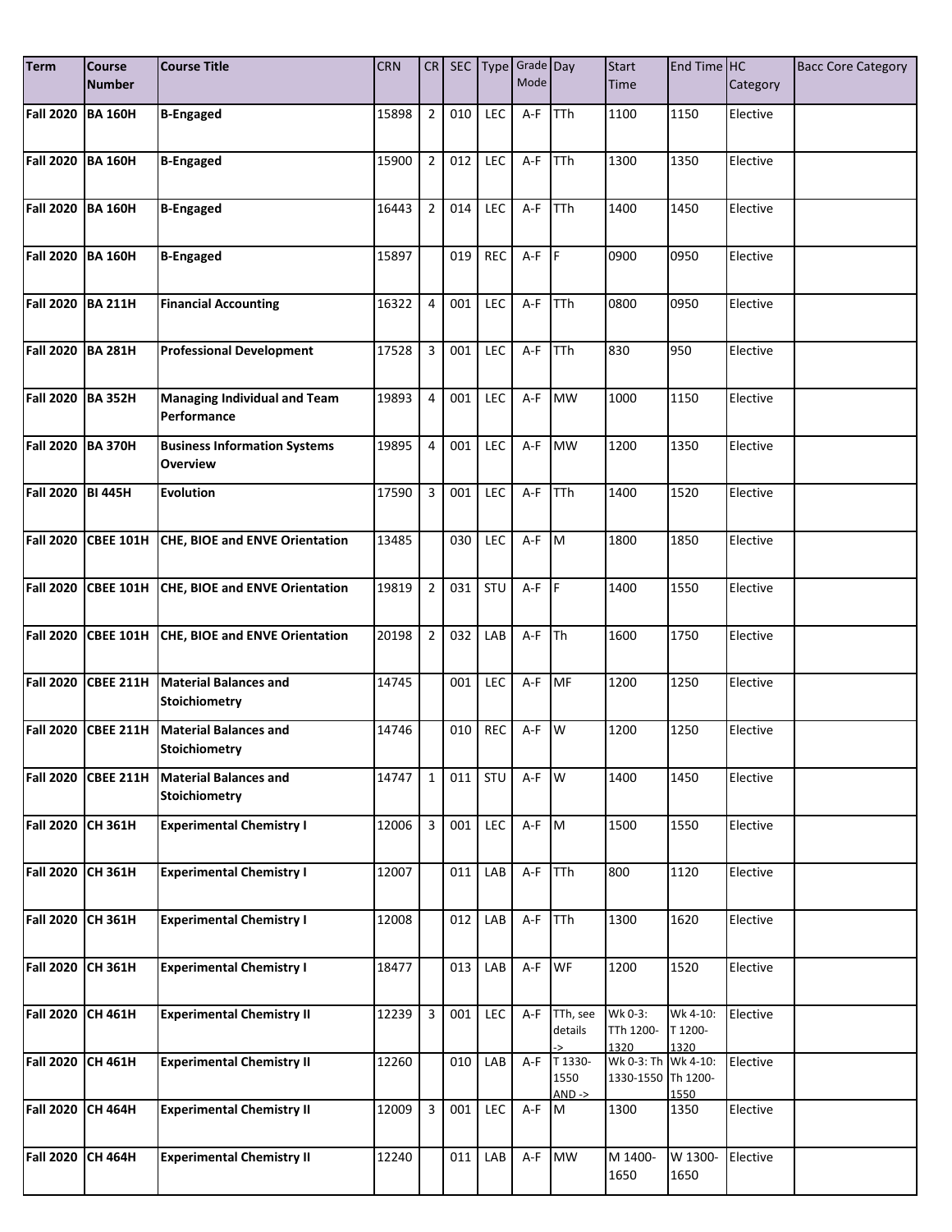| Term | Course Number | Course Title | CRN | CR | SEC | Type | Grade Mode | Day | Start Time | End Time | HC Category | Bacc Core Category |
|---|---|---|---|---|---|---|---|---|---|---|---|---|
| **Fall 2020** | **BA 160H** | **B-Engaged** | 15898 | 2 | 010 | LEC | A-F | TTh | 1100 | 1150 | Elective | |
| **Fall 2020** | **BA 160H** | **B-Engaged** | 15900 | 2 | 012 | LEC | A-F | TTh | 1300 | 1350 | Elective | |
| **Fall 2020** | **BA 160H** | **B-Engaged** | 16443 | 2 | 014 | LEC | A-F | TTh | 1400 | 1450 | Elective | |
| **Fall 2020** | **BA 160H** | **B-Engaged** | 15897 | | 019 | REC | A-F | F | 0900 | 0950 | Elective | |
| **Fall 2020** | **BA 211H** | **Financial Accounting** | 16322 | 4 | 001 | LEC | A-F | TTh | 0800 | 0950 | Elective | |
| **Fall 2020** | **BA 281H** | **Professional Development** | 17528 | 3 | 001 | LEC | A-F | TTh | 830 | 950 | Elective | |
| **Fall 2020** | **BA 352H** | **Managing Individual and Team Performance** | 19893 | 4 | 001 | LEC | A-F | MW | 1000 | 1150 | Elective | |
| **Fall 2020** | **BA 370H** | **Business Information Systems Overview** | 19895 | 4 | 001 | LEC | A-F | MW | 1200 | 1350 | Elective | |
| **Fall 2020** | **BI 445H** | **Evolution** | 17590 | 3 | 001 | LEC | A-F | TTh | 1400 | 1520 | Elective | |
| **Fall 2020** | **CBEE 101H** | **CHE, BIOE and ENVE Orientation** | 13485 | | 030 | LEC | A-F | M | 1800 | 1850 | Elective | |
| **Fall 2020** | **CBEE 101H** | **CHE, BIOE and ENVE Orientation** | 19819 | 2 | 031 | STU | A-F | F | 1400 | 1550 | Elective | |
| **Fall 2020** | **CBEE 101H** | **CHE, BIOE and ENVE Orientation** | 20198 | 2 | 032 | LAB | A-F | Th | 1600 | 1750 | Elective | |
| **Fall 2020** | **CBEE 211H** | **Material Balances and Stoichiometry** | 14745 | | 001 | LEC | A-F | MF | 1200 | 1250 | Elective | |
| **Fall 2020** | **CBEE 211H** | **Material Balances and Stoichiometry** | 14746 | | 010 | REC | A-F | W | 1200 | 1250 | Elective | |
| **Fall 2020** | **CBEE 211H** | **Material Balances and Stoichiometry** | 14747 | 1 | 011 | STU | A-F | W | 1400 | 1450 | Elective | |
| **Fall 2020** | **CH 361H** | **Experimental Chemistry I** | 12006 | 3 | 001 | LEC | A-F | M | 1500 | 1550 | Elective | |
| **Fall 2020** | **CH 361H** | **Experimental Chemistry I** | 12007 | | 011 | LAB | A-F | TTh | 800 | 1120 | Elective | |
| **Fall 2020** | **CH 361H** | **Experimental Chemistry I** | 12008 | | 012 | LAB | A-F | TTh | 1300 | 1620 | Elective | |
| **Fall 2020** | **CH 361H** | **Experimental Chemistry I** | 18477 | | 013 | LAB | A-F | WF | 1200 | 1520 | Elective | |
| **Fall 2020** | **CH 461H** | **Experimental Chemistry II** | 12239 | 3 | 001 | LEC | A-F | TTh, see details -> | Wk 0-3: TTh 1200-1320 | Wk 4-10: T 1200-1320 | Elective | |
| **Fall 2020** | **CH 461H** | **Experimental Chemistry II** | 12260 | | 010 | LAB | A-F | T 1330-1550 AND -> | Wk 0-3: Th 1330-1550 | Wk 4-10: Th 1200-1550 | Elective | |
| **Fall 2020** | **CH 464H** | **Experimental Chemistry II** | 12009 | 3 | 001 | LEC | A-F | M | 1300 | 1350 | Elective | |
| **Fall 2020** | **CH 464H** | **Experimental Chemistry II** | 12240 | | 011 | LAB | A-F | MW | M 1400-1650 | W 1300-1650 | Elective | |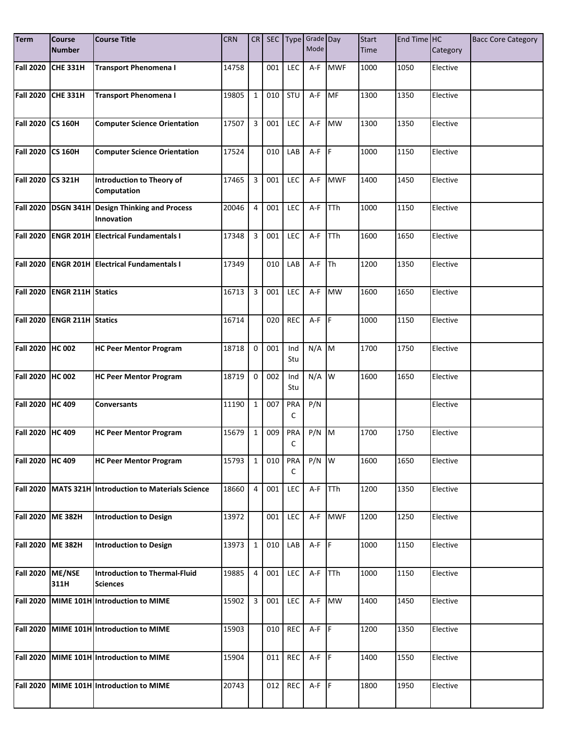| Term | Course Number | Course Title | CRN | CR | SEC | Type | Grade Mode | Day | Start Time | End Time | HC Category | Bacc Core Category |
|---|---|---|---|---|---|---|---|---|---|---|---|---|
| **Fall 2020** | **CHE 331H** | **Transport Phenomena I** | 14758 | | 001 | LEC | A-F | MWF | 1000 | 1050 | Elective | |
| **Fall 2020** | **CHE 331H** | **Transport Phenomena I** | 19805 | 1 | 010 | STU | A-F | MF | 1300 | 1350 | Elective | |
| **Fall 2020** | **CS 160H** | **Computer Science Orientation** | 17507 | 3 | 001 | LEC | A-F | MW | 1300 | 1350 | Elective | |
| **Fall 2020** | **CS 160H** | **Computer Science Orientation** | 17524 | | 010 | LAB | A-F | F | 1000 | 1150 | Elective | |
| **Fall 2020** | **CS 321H** | **Introduction to Theory of Computation** | 17465 | 3 | 001 | LEC | A-F | MWF | 1400 | 1450 | Elective | |
| **Fall 2020** | **DSGN 341H** | **Design Thinking and Process Innovation** | 20046 | 4 | 001 | LEC | A-F | TTh | 1000 | 1150 | Elective | |
| **Fall 2020** | **ENGR 201H** | **Electrical Fundamentals I** | 17348 | 3 | 001 | LEC | A-F | TTh | 1600 | 1650 | Elective | |
| **Fall 2020** | **ENGR 201H** | **Electrical Fundamentals I** | 17349 | | 010 | LAB | A-F | Th | 1200 | 1350 | Elective | |
| **Fall 2020** | **ENGR 211H** | **Statics** | 16713 | 3 | 001 | LEC | A-F | MW | 1600 | 1650 | Elective | |
| **Fall 2020** | **ENGR 211H** | **Statics** | 16714 | | 020 | REC | A-F | F | 1000 | 1150 | Elective | |
| **Fall 2020** | **HC 002** | **HC Peer Mentor Program** | 18718 | 0 | 001 | Ind Stu | N/A | M | 1700 | 1750 | Elective | |
| **Fall 2020** | **HC 002** | **HC Peer Mentor Program** | 18719 | 0 | 002 | Ind Stu | N/A | W | 1600 | 1650 | Elective | |
| **Fall 2020** | **HC 409** | **Conversants** | 11190 | 1 | 007 | PRAC | P/N | | | | Elective | |
| **Fall 2020** | **HC 409** | **HC Peer Mentor Program** | 15679 | 1 | 009 | PRAC | P/N | M | 1700 | 1750 | Elective | |
| **Fall 2020** | **HC 409** | **HC Peer Mentor Program** | 15793 | 1 | 010 | PRAC | P/N | W | 1600 | 1650 | Elective | |
| **Fall 2020** | **MATS 321H** | **Introduction to Materials Science** | 18660 | 4 | 001 | LEC | A-F | TTh | 1200 | 1350 | Elective | |
| **Fall 2020** | **ME 382H** | **Introduction to Design** | 13972 | | 001 | LEC | A-F | MWF | 1200 | 1250 | Elective | |
| **Fall 2020** | **ME 382H** | **Introduction to Design** | 13973 | 1 | 010 | LAB | A-F | F | 1000 | 1150 | Elective | |
| **Fall 2020** | **ME/NSE 311H** | **Introduction to Thermal-Fluid Sciences** | 19885 | 4 | 001 | LEC | A-F | TTh | 1000 | 1150 | Elective | |
| **Fall 2020** | **MIME 101H** | **Introduction to MIME** | 15902 | 3 | 001 | LEC | A-F | MW | 1400 | 1450 | Elective | |
| **Fall 2020** | **MIME 101H** | **Introduction to MIME** | 15903 | | 010 | REC | A-F | F | 1200 | 1350 | Elective | |
| **Fall 2020** | **MIME 101H** | **Introduction to MIME** | 15904 | | 011 | REC | A-F | F | 1400 | 1550 | Elective | |
| **Fall 2020** | **MIME 101H** | **Introduction to MIME** | 20743 | | 012 | REC | A-F | F | 1800 | 1950 | Elective | |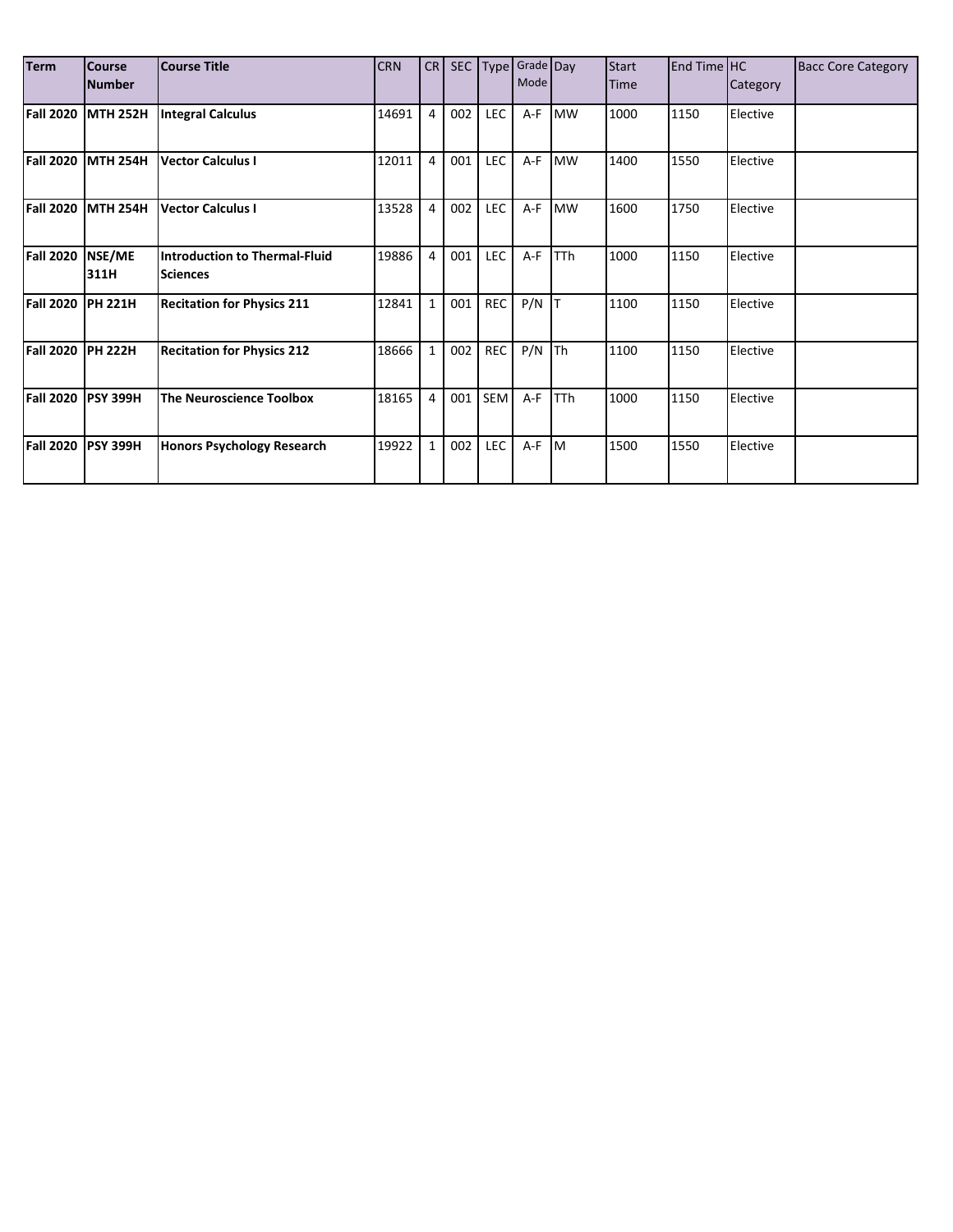| Term | Course Number | Course Title | CRN | CR | SEC | Type | Grade Mode | Day | Start Time | End Time | HC Category | Bacc Core Category |
|---|---|---|---|---|---|---|---|---|---|---|---|---|
| **Fall 2020** | **MTH 252H** | **Integral Calculus** | 14691 | 4 | 002 | LEC | A-F | MW | 1000 | 1150 | Elective | |
| **Fall 2020** | **MTH 254H** | **Vector Calculus I** | 12011 | 4 | 001 | LEC | A-F | MW | 1400 | 1550 | Elective | |
| **Fall 2020** | **MTH 254H** | **Vector Calculus I** | 13528 | 4 | 002 | LEC | A-F | MW | 1600 | 1750 | Elective | |
| **Fall 2020** | **NSE/ME 311H** | **Introduction to Thermal-Fluid Sciences** | 19886 | 4 | 001 | LEC | A-F | TTh | 1000 | 1150 | Elective | |
| **Fall 2020** | **PH 221H** | **Recitation for Physics 211** | 12841 | 1 | 001 | REC | P/N | T | 1100 | 1150 | Elective | |
| **Fall 2020** | **PH 222H** | **Recitation for Physics 212** | 18666 | 1 | 002 | REC | P/N | Th | 1100 | 1150 | Elective | |
| **Fall 2020** | **PSY 399H** | **The Neuroscience Toolbox** | 18165 | 4 | 001 | SEM | A-F | TTh | 1000 | 1150 | Elective | |
| **Fall 2020** | **PSY 399H** | **Honors Psychology Research** | 19922 | 1 | 002 | LEC | A-F | M | 1500 | 1550 | Elective | |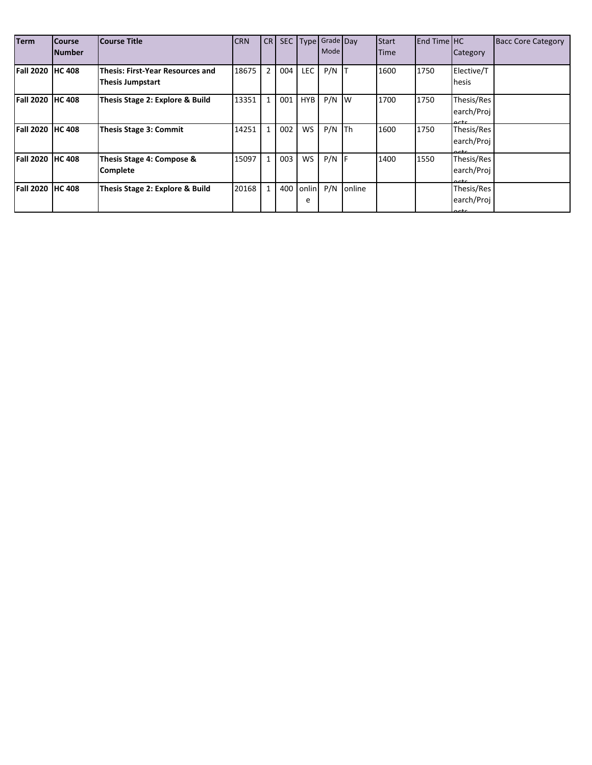| Term | Course Number | Course Title | CRN | CR | SEC | Type | Grade Mode | Day | Start Time | End Time | HC Category | Bacc Core Category |
|---|---|---|---|---|---|---|---|---|---|---|---|---|
| **Fall 2020** | **HC 408** | **Thesis: First-Year Resources and Thesis Jumpstart** | 18675 | 2 | 004 | LEC | P/N | T | 1600 | 1750 | Elective/Thesis | |
| **Fall 2020** | **HC 408** | **Thesis Stage 2: Explore & Build** | 13351 | 1 | 001 | HYB | P/N | W | 1700 | 1750 | Thesis/Research/Projects | |
| **Fall 2020** | **HC 408** | **Thesis Stage 3: Commit** | 14251 | 1 | 002 | WS | P/N | Th | 1600 | 1750 | Thesis/Research/Projects | |
| **Fall 2020** | **HC 408** | **Thesis Stage 4: Compose & Complete** | 15097 | 1 | 003 | WS | P/N | F | 1400 | 1550 | Thesis/Research/Projects | |
| **Fall 2020** | **HC 408** | **Thesis Stage 2: Explore & Build** | 20168 | 1 | 400 | online | P/N | online | | | Thesis/Research/Projects | |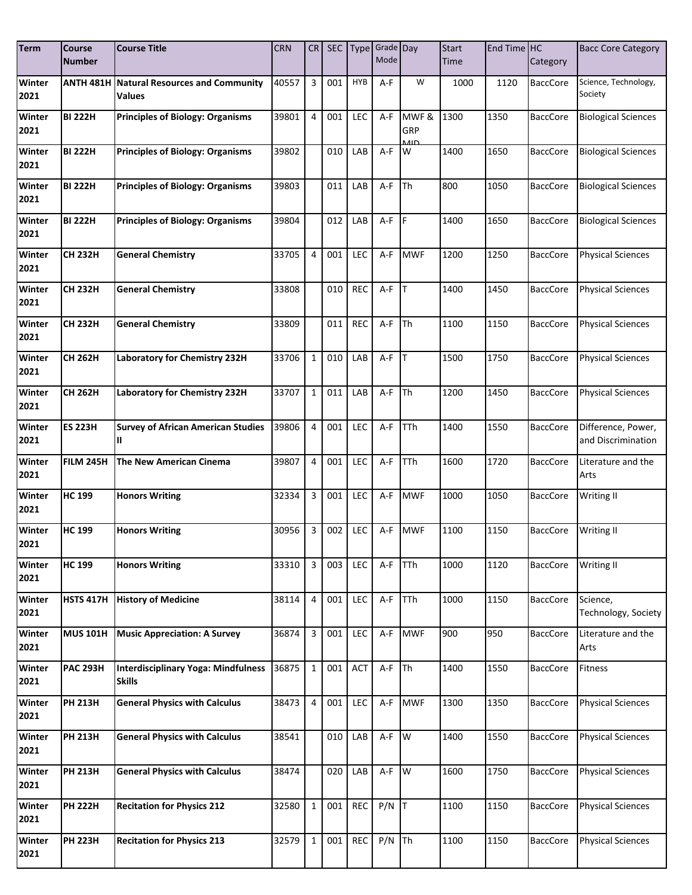| Term | Course Number | Course Title | CRN | CR | SEC | Type | Grade Mode | Day | Start Time | End Time | HC Category | Bacc Core Category |
|---|---|---|---|---|---|---|---|---|---|---|---|---|
| **Winter 2021** | **ANTH 481H** | **Natural Resources and Community Values** | 40557 | 3 | 001 | HYB | A-F | W | 1000 | 1120 | BaccCore | Science, Technology, Society |
| **Winter 2021** | **BI 222H** | **Principles of Biology: Organisms** | 39801 | 4 | 001 | LEC | A-F | MWF & GRP MID | 1300 | 1350 | BaccCore | Biological Sciences |
| **Winter 2021** | **BI 222H** | **Principles of Biology: Organisms** | 39802 | | 010 | LAB | A-F | W | 1400 | 1650 | BaccCore | Biological Sciences |
| **Winter 2021** | **BI 222H** | **Principles of Biology: Organisms** | 39803 | | 011 | LAB | A-F | Th | 800 | 1050 | BaccCore | Biological Sciences |
| **Winter 2021** | **BI 222H** | **Principles of Biology: Organisms** | 39804 | | 012 | LAB | A-F | F | 1400 | 1650 | BaccCore | Biological Sciences |
| **Winter 2021** | **CH 232H** | **General Chemistry** | 33705 | 4 | 001 | LEC | A-F | MWF | 1200 | 1250 | BaccCore | Physical Sciences |
| **Winter 2021** | **CH 232H** | **General Chemistry** | 33808 | | 010 | REC | A-F | T | 1400 | 1450 | BaccCore | Physical Sciences |
| **Winter 2021** | **CH 232H** | **General Chemistry** | 33809 | | 011 | REC | A-F | Th | 1100 | 1150 | BaccCore | Physical Sciences |
| **Winter 2021** | **CH 262H** | **Laboratory for Chemistry 232H** | 33706 | 1 | 010 | LAB | A-F | T | 1500 | 1750 | BaccCore | Physical Sciences |
| **Winter 2021** | **CH 262H** | **Laboratory for Chemistry 232H** | 33707 | 1 | 011 | LAB | A-F | Th | 1200 | 1450 | BaccCore | Physical Sciences |
| **Winter 2021** | **ES 223H** | **Survey of African American Studies II** | 39806 | 4 | 001 | LEC | A-F | TTh | 1400 | 1550 | BaccCore | Difference, Power, and Discrimination |
| **Winter 2021** | **FILM 245H** | **The New American Cinema** | 39807 | 4 | 001 | LEC | A-F | TTh | 1600 | 1720 | BaccCore | Literature and the Arts |
| **Winter 2021** | **HC 199** | **Honors Writing** | 32334 | 3 | 001 | LEC | A-F | MWF | 1000 | 1050 | BaccCore | Writing II |
| **Winter 2021** | **HC 199** | **Honors Writing** | 30956 | 3 | 002 | LEC | A-F | MWF | 1100 | 1150 | BaccCore | Writing II |
| **Winter 2021** | **HC 199** | **Honors Writing** | 33310 | 3 | 003 | LEC | A-F | TTh | 1000 | 1120 | BaccCore | Writing II |
| **Winter 2021** | **HSTS 417H** | **History of Medicine** | 38114 | 4 | 001 | LEC | A-F | TTh | 1000 | 1150 | BaccCore | Science, Technology, Society |
| **Winter 2021** | **MUS 101H** | **Music Appreciation: A Survey** | 36874 | 3 | 001 | LEC | A-F | MWF | 900 | 950 | BaccCore | Literature and the Arts |
| **Winter 2021** | **PAC 293H** | **Interdisciplinary Yoga: Mindfulness Skills** | 36875 | 1 | 001 | ACT | A-F | Th | 1400 | 1550 | BaccCore | Fitness |
| **Winter 2021** | **PH 213H** | **General Physics with Calculus** | 38473 | 4 | 001 | LEC | A-F | MWF | 1300 | 1350 | BaccCore | Physical Sciences |
| **Winter 2021** | **PH 213H** | **General Physics with Calculus** | 38541 | | 010 | LAB | A-F | W | 1400 | 1550 | BaccCore | Physical Sciences |
| **Winter 2021** | **PH 213H** | **General Physics with Calculus** | 38474 | | 020 | LAB | A-F | W | 1600 | 1750 | BaccCore | Physical Sciences |
| **Winter 2021** | **PH 222H** | **Recitation for Physics 212** | 32580 | 1 | 001 | REC | P/N | T | 1100 | 1150 | BaccCore | Physical Sciences |
| **Winter 2021** | **PH 223H** | **Recitation for Physics 213** | 32579 | 1 | 001 | REC | P/N | Th | 1100 | 1150 | BaccCore | Physical Sciences |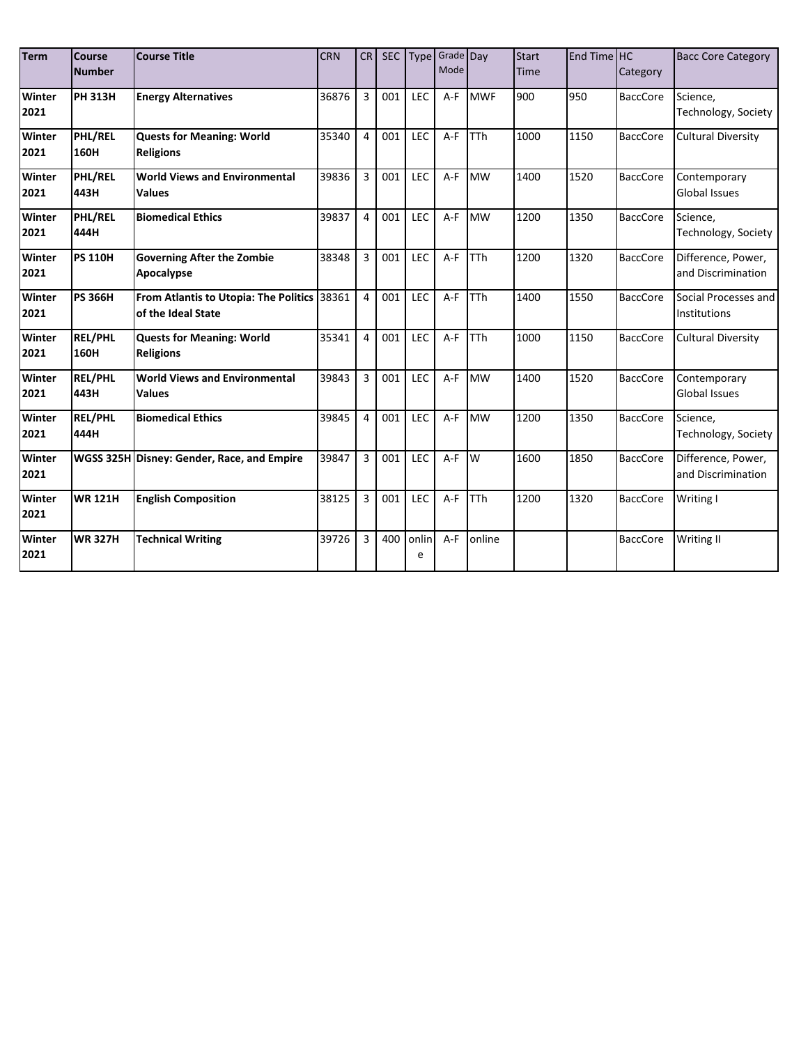| Term | Course Number | Course Title | CRN | CR | SEC | Type | Grade Mode | Day | Start Time | End Time | HC Category | Bacc Core Category |
|---|---|---|---|---|---|---|---|---|---|---|---|---|
| **Winter 2021** | **PH 313H** | **Energy Alternatives** | 36876 | 3 | 001 | LEC | A-F | MWF | 900 | 950 | BaccCore | Science, Technology, Society |
| **Winter 2021** | **PHL/REL 160H** | **Quests for Meaning: World Religions** | 35340 | 4 | 001 | LEC | A-F | TTh | 1000 | 1150 | BaccCore | Cultural Diversity |
| **Winter 2021** | **PHL/REL 443H** | **World Views and Environmental Values** | 39836 | 3 | 001 | LEC | A-F | MW | 1400 | 1520 | BaccCore | Contemporary Global Issues |
| **Winter 2021** | **PHL/REL 444H** | **Biomedical Ethics** | 39837 | 4 | 001 | LEC | A-F | MW | 1200 | 1350 | BaccCore | Science, Technology, Society |
| **Winter 2021** | **PS 110H** | **Governing After the Zombie Apocalypse** | 38348 | 3 | 001 | LEC | A-F | TTh | 1200 | 1320 | BaccCore | Difference, Power, and Discrimination |
| **Winter 2021** | **PS 366H** | **From Atlantis to Utopia: The Politics of the Ideal State** | 38361 | 4 | 001 | LEC | A-F | TTh | 1400 | 1550 | BaccCore | Social Processes and Institutions |
| **Winter 2021** | **REL/PHL 160H** | **Quests for Meaning: World Religions** | 35341 | 4 | 001 | LEC | A-F | TTh | 1000 | 1150 | BaccCore | Cultural Diversity |
| **Winter 2021** | **REL/PHL 443H** | **World Views and Environmental Values** | 39843 | 3 | 001 | LEC | A-F | MW | 1400 | 1520 | BaccCore | Contemporary Global Issues |
| **Winter 2021** | **REL/PHL 444H** | **Biomedical Ethics** | 39845 | 4 | 001 | LEC | A-F | MW | 1200 | 1350 | BaccCore | Science, Technology, Society |
| **Winter 2021** | **WGSS 325H** | **Disney: Gender, Race, and Empire** | 39847 | 3 | 001 | LEC | A-F | W | 1600 | 1850 | BaccCore | Difference, Power, and Discrimination |
| **Winter 2021** | **WR 121H** | **English Composition** | 38125 | 3 | 001 | LEC | A-F | TTh | 1200 | 1320 | BaccCore | Writing I |
| **Winter 2021** | **WR 327H** | **Technical Writing** | 39726 | 3 | 400 | online | A-F | online | | | BaccCore | Writing II |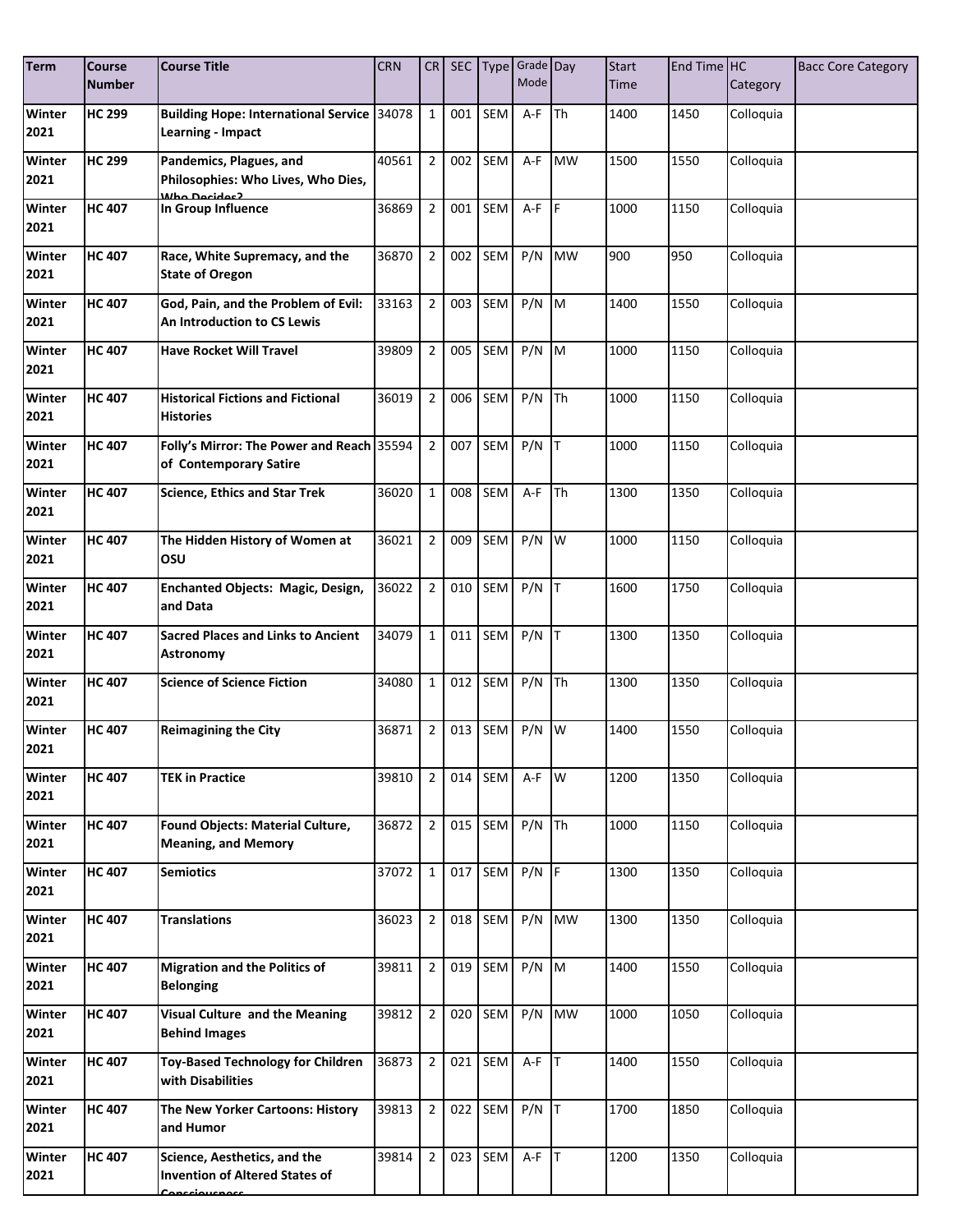| Term | Course Number | Course Title | CRN | CR | SEC | Type | Grade Mode | Day | Start Time | End Time | HC Category | Bacc Core Category |
|---|---|---|---|---|---|---|---|---|---|---|---|---|
| Winter 2021 | HC 299 | Building Hope: International Service Learning - Impact | 34078 | 1 | 001 | SEM | A-F | Th | 1400 | 1450 | Colloquia | |
| Winter 2021 | HC 299 | Pandemics, Plagues, and Philosophies: Who Lives, Who Dies, Who Decides? | 40561 | 2 | 002 | SEM | A-F | MW | 1500 | 1550 | Colloquia | |
| Winter 2021 | HC 407 | In Group Influence | 36869 | 2 | 001 | SEM | A-F | F | 1000 | 1150 | Colloquia | |
| Winter 2021 | HC 407 | Race, White Supremacy, and the State of Oregon | 36870 | 2 | 002 | SEM | P/N | MW | 900 | 950 | Colloquia | |
| Winter 2021 | HC 407 | God, Pain, and the Problem of Evil: An Introduction to CS Lewis | 33163 | 2 | 003 | SEM | P/N | M | 1400 | 1550 | Colloquia | |
| Winter 2021 | HC 407 | Have Rocket Will Travel | 39809 | 2 | 005 | SEM | P/N | M | 1000 | 1150 | Colloquia | |
| Winter 2021 | HC 407 | Historical Fictions and Fictional Histories | 36019 | 2 | 006 | SEM | P/N | Th | 1000 | 1150 | Colloquia | |
| Winter 2021 | HC 407 | Folly's Mirror: The Power and Reach of Contemporary Satire | 35594 | 2 | 007 | SEM | P/N | T | 1000 | 1150 | Colloquia | |
| Winter 2021 | HC 407 | Science, Ethics and Star Trek | 36020 | 1 | 008 | SEM | A-F | Th | 1300 | 1350 | Colloquia | |
| Winter 2021 | HC 407 | The Hidden History of Women at OSU | 36021 | 2 | 009 | SEM | P/N | W | 1000 | 1150 | Colloquia | |
| Winter 2021 | HC 407 | Enchanted Objects: Magic, Design, and Data | 36022 | 2 | 010 | SEM | P/N | T | 1600 | 1750 | Colloquia | |
| Winter 2021 | HC 407 | Sacred Places and Links to Ancient Astronomy | 34079 | 1 | 011 | SEM | P/N | T | 1300 | 1350 | Colloquia | |
| Winter 2021 | HC 407 | Science of Science Fiction | 34080 | 1 | 012 | SEM | P/N | Th | 1300 | 1350 | Colloquia | |
| Winter 2021 | HC 407 | Reimagining the City | 36871 | 2 | 013 | SEM | P/N | W | 1400 | 1550 | Colloquia | |
| Winter 2021 | HC 407 | TEK in Practice | 39810 | 2 | 014 | SEM | A-F | W | 1200 | 1350 | Colloquia | |
| Winter 2021 | HC 407 | Found Objects: Material Culture, Meaning, and Memory | 36872 | 2 | 015 | SEM | P/N | Th | 1000 | 1150 | Colloquia | |
| Winter 2021 | HC 407 | Semiotics | 37072 | 1 | 017 | SEM | P/N | F | 1300 | 1350 | Colloquia | |
| Winter 2021 | HC 407 | Translations | 36023 | 2 | 018 | SEM | P/N | MW | 1300 | 1350 | Colloquia | |
| Winter 2021 | HC 407 | Migration and the Politics of Belonging | 39811 | 2 | 019 | SEM | P/N | M | 1400 | 1550 | Colloquia | |
| Winter 2021 | HC 407 | Visual Culture and the Meaning Behind Images | 39812 | 2 | 020 | SEM | P/N | MW | 1000 | 1050 | Colloquia | |
| Winter 2021 | HC 407 | Toy-Based Technology for Children with Disabilities | 36873 | 2 | 021 | SEM | A-F | T | 1400 | 1550 | Colloquia | |
| Winter 2021 | HC 407 | The New Yorker Cartoons: History and Humor | 39813 | 2 | 022 | SEM | P/N | T | 1700 | 1850 | Colloquia | |
| Winter 2021 | HC 407 | Science, Aesthetics, and the Invention of Altered States of Consciousness | 39814 | 2 | 023 | SEM | A-F | T | 1200 | 1350 | Colloquia | |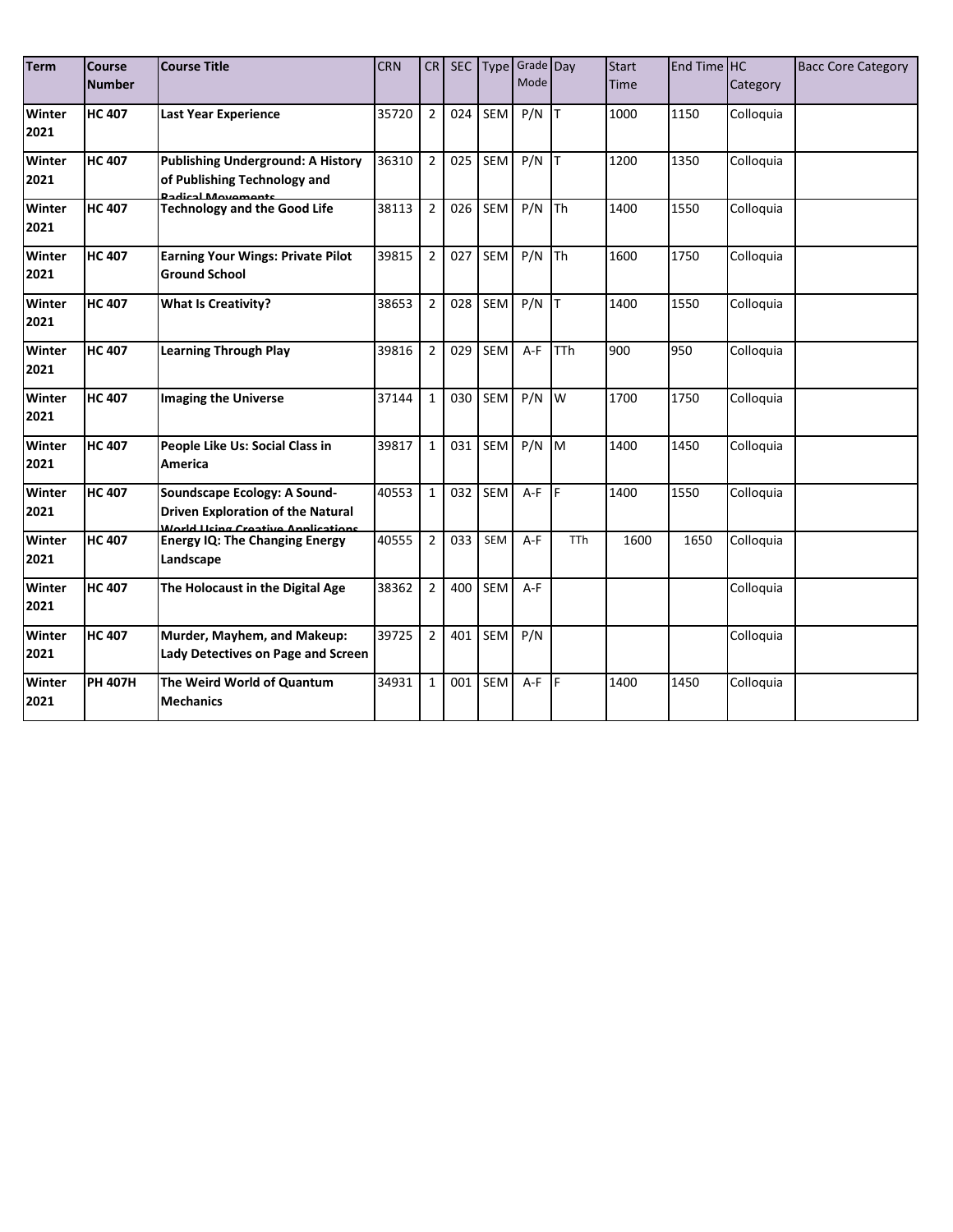| Term | Course Number | Course Title | CRN | CR | SEC | Type | Grade Mode | Day | Start Time | End Time | HC Category | Bacc Core Category |
|---|---|---|---|---|---|---|---|---|---|---|---|---|
| Winter 2021 | HC 407 | Last Year Experience | 35720 | 2 | 024 | SEM | P/N | T | 1000 | 1150 | Colloquia | |
| Winter 2021 | HC 407 | Publishing Underground: A History of Publishing Technology and Radical Movements | 36310 | 2 | 025 | SEM | P/N | T | 1200 | 1350 | Colloquia | |
| Winter 2021 | HC 407 | Technology and the Good Life | 38113 | 2 | 026 | SEM | P/N | Th | 1400 | 1550 | Colloquia | |
| Winter 2021 | HC 407 | Earning Your Wings: Private Pilot Ground School | 39815 | 2 | 027 | SEM | P/N | Th | 1600 | 1750 | Colloquia | |
| Winter 2021 | HC 407 | What Is Creativity? | 38653 | 2 | 028 | SEM | P/N | T | 1400 | 1550 | Colloquia | |
| Winter 2021 | HC 407 | Learning Through Play | 39816 | 2 | 029 | SEM | A-F | TTh | 900 | 950 | Colloquia | |
| Winter 2021 | HC 407 | Imaging the Universe | 37144 | 1 | 030 | SEM | P/N | W | 1700 | 1750 | Colloquia | |
| Winter 2021 | HC 407 | People Like Us: Social Class in America | 39817 | 1 | 031 | SEM | P/N | M | 1400 | 1450 | Colloquia | |
| Winter 2021 | HC 407 | Soundscape Ecology: A Sound-Driven Exploration of the Natural World Using Creative Applications | 40553 | 1 | 032 | SEM | A-F | F | 1400 | 1550 | Colloquia | |
| Winter 2021 | HC 407 | Energy IQ: The Changing Energy Landscape | 40555 | 2 | 033 | SEM | A-F | TTh | 1600 | 1650 | Colloquia | |
| Winter 2021 | HC 407 | The Holocaust in the Digital Age | 38362 | 2 | 400 | SEM | A-F | | | | Colloquia | |
| Winter 2021 | HC 407 | Murder, Mayhem, and Makeup: Lady Detectives on Page and Screen | 39725 | 2 | 401 | SEM | P/N | | | | Colloquia | |
| Winter 2021 | PH 407H | The Weird World of Quantum Mechanics | 34931 | 1 | 001 | SEM | A-F | F | 1400 | 1450 | Colloquia | |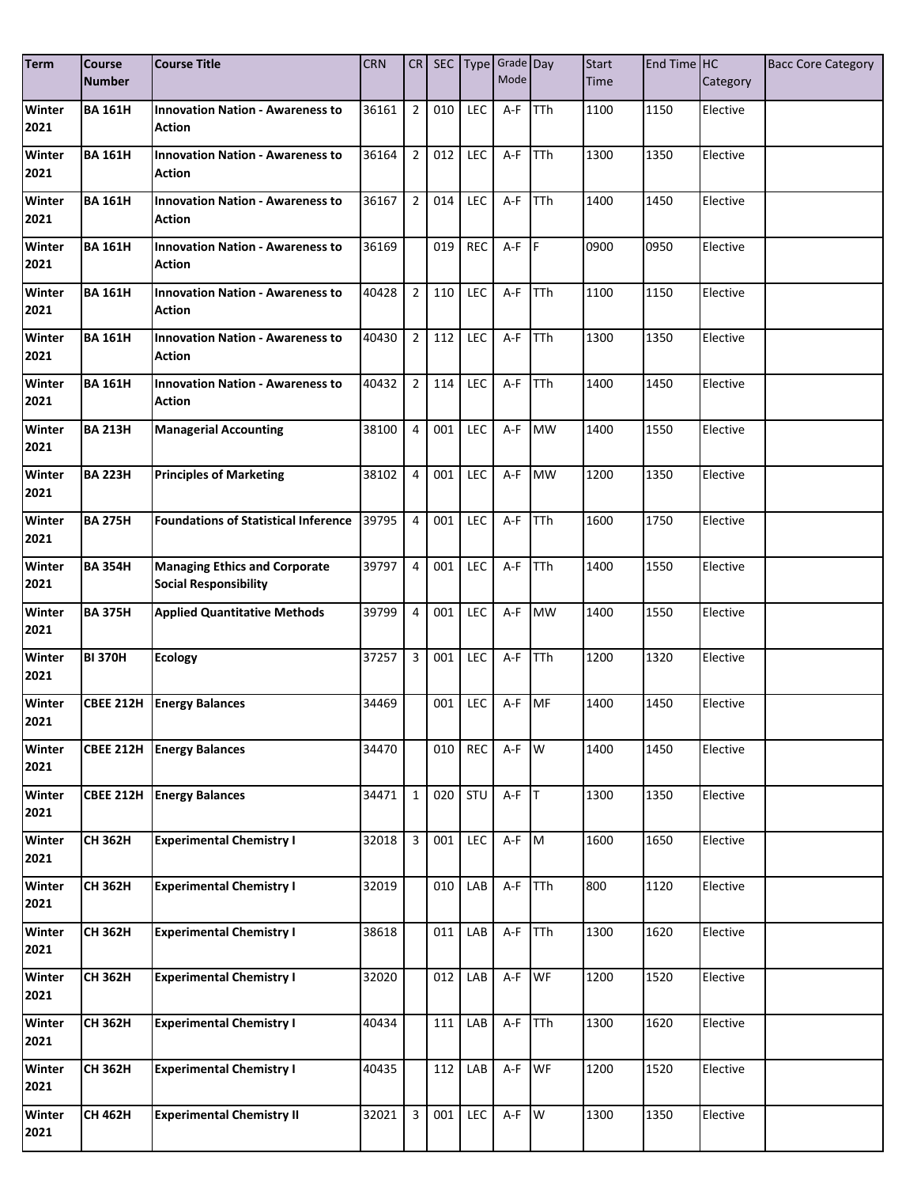| Term | Course Number | Course Title | CRN | CR | SEC | Type | Grade Mode | Day | Start Time | End Time | HC Category | Bacc Core Category |
|---|---|---|---|---|---|---|---|---|---|---|---|---|
| **Winter 2021** | **BA 161H** | **Innovation Nation - Awareness to Action** | 36161 | 2 | 010 | LEC | A-F | TTh | 1100 | 1150 | Elective | |
| **Winter 2021** | **BA 161H** | **Innovation Nation - Awareness to Action** | 36164 | 2 | 012 | LEC | A-F | TTh | 1300 | 1350 | Elective | |
| **Winter 2021** | **BA 161H** | **Innovation Nation - Awareness to Action** | 36167 | 2 | 014 | LEC | A-F | TTh | 1400 | 1450 | Elective | |
| **Winter 2021** | **BA 161H** | **Innovation Nation - Awareness to Action** | 36169 | | 019 | REC | A-F | F | 0900 | 0950 | Elective | |
| **Winter 2021** | **BA 161H** | **Innovation Nation - Awareness to Action** | 40428 | 2 | 110 | LEC | A-F | TTh | 1100 | 1150 | Elective | |
| **Winter 2021** | **BA 161H** | **Innovation Nation - Awareness to Action** | 40430 | 2 | 112 | LEC | A-F | TTh | 1300 | 1350 | Elective | |
| **Winter 2021** | **BA 161H** | **Innovation Nation - Awareness to Action** | 40432 | 2 | 114 | LEC | A-F | TTh | 1400 | 1450 | Elective | |
| **Winter 2021** | **BA 213H** | **Managerial Accounting** | 38100 | 4 | 001 | LEC | A-F | MW | 1400 | 1550 | Elective | |
| **Winter 2021** | **BA 223H** | **Principles of Marketing** | 38102 | 4 | 001 | LEC | A-F | MW | 1200 | 1350 | Elective | |
| **Winter 2021** | **BA 275H** | **Foundations of Statistical Inference** | 39795 | 4 | 001 | LEC | A-F | TTh | 1600 | 1750 | Elective | |
| **Winter 2021** | **BA 354H** | **Managing Ethics and Corporate Social Responsibility** | 39797 | 4 | 001 | LEC | A-F | TTh | 1400 | 1550 | Elective | |
| **Winter 2021** | **BA 375H** | **Applied Quantitative Methods** | 39799 | 4 | 001 | LEC | A-F | MW | 1400 | 1550 | Elective | |
| **Winter 2021** | **BI 370H** | **Ecology** | 37257 | 3 | 001 | LEC | A-F | TTh | 1200 | 1320 | Elective | |
| **Winter 2021** | **CBEE 212H** | **Energy Balances** | 34469 | | 001 | LEC | A-F | MF | 1400 | 1450 | Elective | |
| **Winter 2021** | **CBEE 212H** | **Energy Balances** | 34470 | | 010 | REC | A-F | W | 1400 | 1450 | Elective | |
| **Winter 2021** | **CBEE 212H** | **Energy Balances** | 34471 | 1 | 020 | STU | A-F | T | 1300 | 1350 | Elective | |
| **Winter 2021** | **CH 362H** | **Experimental Chemistry I** | 32018 | 3 | 001 | LEC | A-F | M | 1600 | 1650 | Elective | |
| **Winter 2021** | **CH 362H** | **Experimental Chemistry I** | 32019 | | 010 | LAB | A-F | TTh | 800 | 1120 | Elective | |
| **Winter 2021** | **CH 362H** | **Experimental Chemistry I** | 38618 | | 011 | LAB | A-F | TTh | 1300 | 1620 | Elective | |
| **Winter 2021** | **CH 362H** | **Experimental Chemistry I** | 32020 | | 012 | LAB | A-F | WF | 1200 | 1520 | Elective | |
| **Winter 2021** | **CH 362H** | **Experimental Chemistry I** | 40434 | | 111 | LAB | A-F | TTh | 1300 | 1620 | Elective | |
| **Winter 2021** | **CH 362H** | **Experimental Chemistry I** | 40435 | | 112 | LAB | A-F | WF | 1200 | 1520 | Elective | |
| **Winter 2021** | **CH 462H** | **Experimental Chemistry II** | 32021 | 3 | 001 | LEC | A-F | W | 1300 | 1350 | Elective | |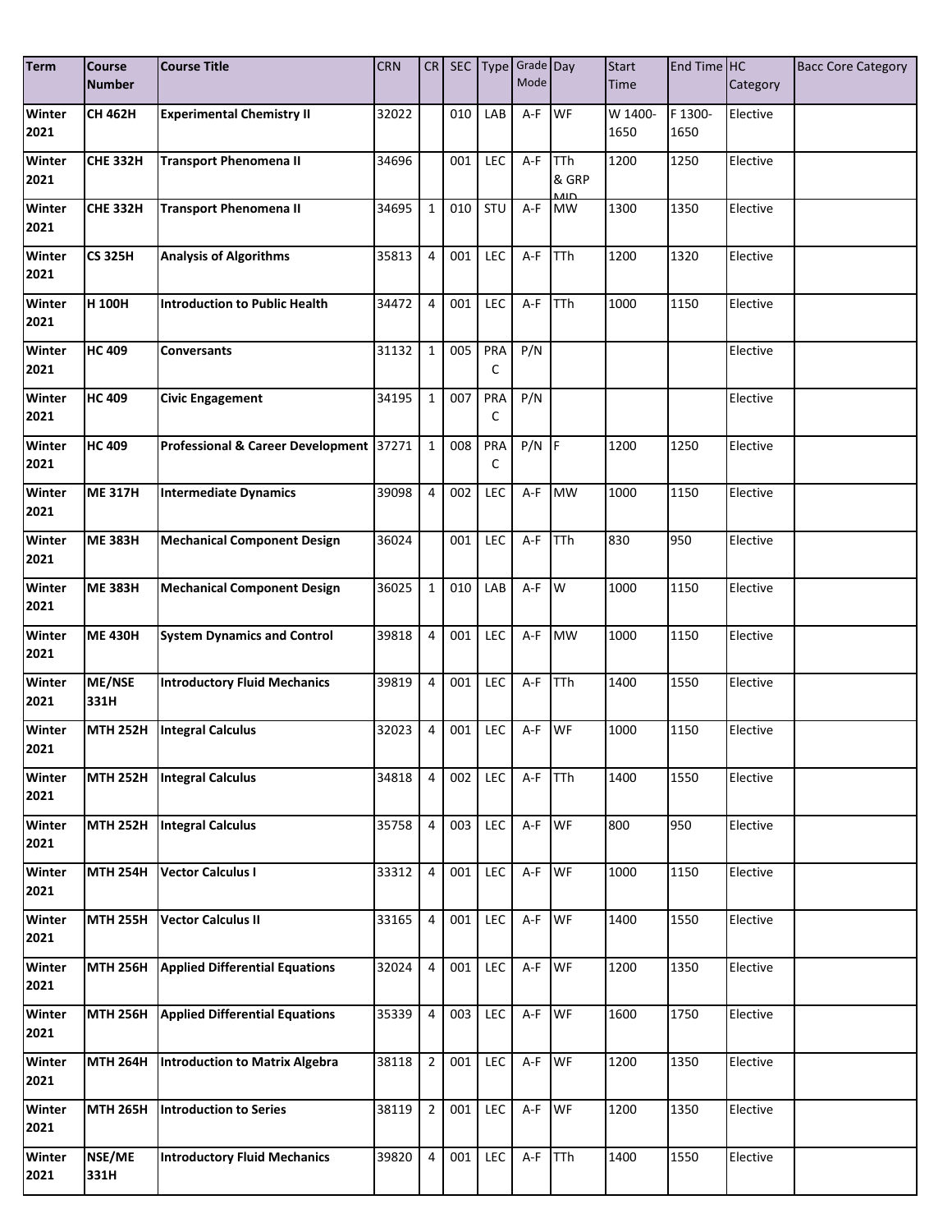| Term | Course Number | Course Title | CRN | CR | SEC | Type | Grade Mode | Day | Start Time | End Time | HC Category | Bacc Core Category |
|---|---|---|---|---|---|---|---|---|---|---|---|---|
| Winter 2021 | CH 462H | Experimental Chemistry II | 32022 | | 010 | LAB | A-F | WF | W 1400-1650 | F 1300-1650 | Elective | |
| Winter 2021 | CHE 332H | Transport Phenomena II | 34696 | | 001 | LEC | A-F | TTh & GRP MID | 1200 | 1250 | Elective | |
| Winter 2021 | CHE 332H | Transport Phenomena II | 34695 | 1 | 010 | STU | A-F | MW | 1300 | 1350 | Elective | |
| Winter 2021 | CS 325H | Analysis of Algorithms | 35813 | 4 | 001 | LEC | A-F | TTh | 1200 | 1320 | Elective | |
| Winter 2021 | H 100H | Introduction to Public Health | 34472 | 4 | 001 | LEC | A-F | TTh | 1000 | 1150 | Elective | |
| Winter 2021 | HC 409 | Conversants | 31132 | 1 | 005 | PRAC | P/N | | | | Elective | |
| Winter 2021 | HC 409 | Civic Engagement | 34195 | 1 | 007 | PRAC | P/N | | | | Elective | |
| Winter 2021 | HC 409 | Professional & Career Development | 37271 | 1 | 008 | PRAC | P/N | F | 1200 | 1250 | Elective | |
| Winter 2021 | ME 317H | Intermediate Dynamics | 39098 | 4 | 002 | LEC | A-F | MW | 1000 | 1150 | Elective | |
| Winter 2021 | ME 383H | Mechanical Component Design | 36024 | | 001 | LEC | A-F | TTh | 830 | 950 | Elective | |
| Winter 2021 | ME 383H | Mechanical Component Design | 36025 | 1 | 010 | LAB | A-F | W | 1000 | 1150 | Elective | |
| Winter 2021 | ME 430H | System Dynamics and Control | 39818 | 4 | 001 | LEC | A-F | MW | 1000 | 1150 | Elective | |
| Winter 2021 | ME/NSE 331H | Introductory Fluid Mechanics | 39819 | 4 | 001 | LEC | A-F | TTh | 1400 | 1550 | Elective | |
| Winter 2021 | MTH 252H | Integral Calculus | 32023 | 4 | 001 | LEC | A-F | WF | 1000 | 1150 | Elective | |
| Winter 2021 | MTH 252H | Integral Calculus | 34818 | 4 | 002 | LEC | A-F | TTh | 1400 | 1550 | Elective | |
| Winter 2021 | MTH 252H | Integral Calculus | 35758 | 4 | 003 | LEC | A-F | WF | 800 | 950 | Elective | |
| Winter 2021 | MTH 254H | Vector Calculus I | 33312 | 4 | 001 | LEC | A-F | WF | 1000 | 1150 | Elective | |
| Winter 2021 | MTH 255H | Vector Calculus II | 33165 | 4 | 001 | LEC | A-F | WF | 1400 | 1550 | Elective | |
| Winter 2021 | MTH 256H | Applied Differential Equations | 32024 | 4 | 001 | LEC | A-F | WF | 1200 | 1350 | Elective | |
| Winter 2021 | MTH 256H | Applied Differential Equations | 35339 | 4 | 003 | LEC | A-F | WF | 1600 | 1750 | Elective | |
| Winter 2021 | MTH 264H | Introduction to Matrix Algebra | 38118 | 2 | 001 | LEC | A-F | WF | 1200 | 1350 | Elective | |
| Winter 2021 | MTH 265H | Introduction to Series | 38119 | 2 | 001 | LEC | A-F | WF | 1200 | 1350 | Elective | |
| Winter 2021 | NSE/ME 331H | Introductory Fluid Mechanics | 39820 | 4 | 001 | LEC | A-F | TTh | 1400 | 1550 | Elective | |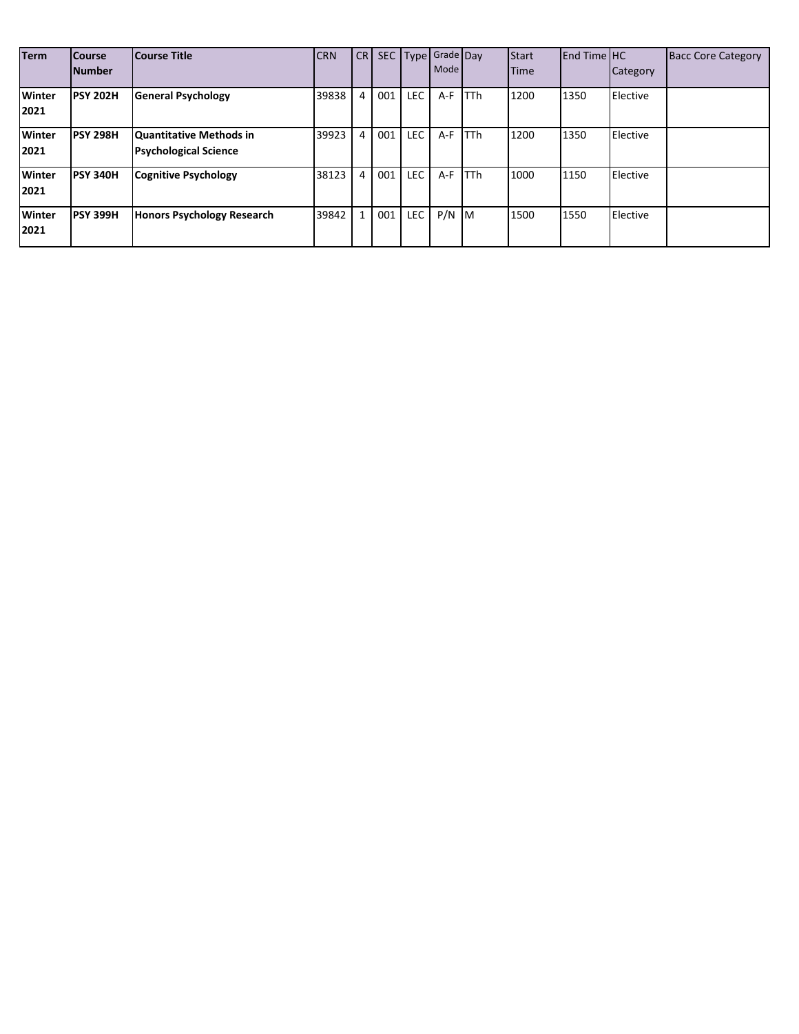| Term | Course Number | Course Title | CRN | CR | SEC | Type | Grade Mode | Day | Start Time | End Time | HC Category | Bacc Core Category |
|---|---|---|---|---|---|---|---|---|---|---|---|---|
| **Winter 2021** | **PSY 202H** | **General Psychology** | 39838 | 4 | 001 | LEC | A-F | TTh | 1200 | 1350 | Elective | |
| **Winter 2021** | **PSY 298H** | **Quantitative Methods in Psychological Science** | 39923 | 4 | 001 | LEC | A-F | TTh | 1200 | 1350 | Elective | |
| **Winter 2021** | **PSY 340H** | **Cognitive Psychology** | 38123 | 4 | 001 | LEC | A-F | TTh | 1000 | 1150 | Elective | |
| **Winter 2021** | **PSY 399H** | **Honors Psychology Research** | 39842 | 1 | 001 | LEC | P/N | M | 1500 | 1550 | Elective | |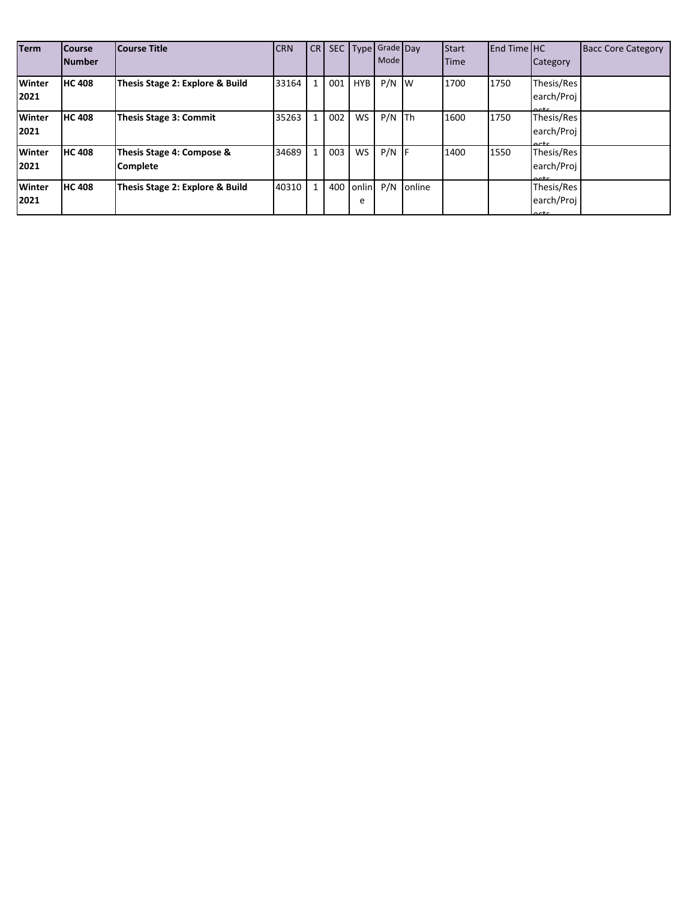| Term | Course Number | Course Title | CRN | CR | SEC | Type | Grade Mode | Day | Start Time | End Time | HC Category | Bacc Core Category |
|---|---|---|---|---|---|---|---|---|---|---|---|---|
| **Winter 2021** | **HC 408** | **Thesis Stage 2: Explore & Build** | 33164 | 1 | 001 | HYB | P/N | W | 1700 | 1750 | Thesis/Research/Projects | |
| **Winter 2021** | **HC 408** | **Thesis Stage 3: Commit** | 35263 | 1 | 002 | WS | P/N | Th | 1600 | 1750 | Thesis/Research/Projects | |
| **Winter 2021** | **HC 408** | **Thesis Stage 4: Compose & Complete** | 34689 | 1 | 003 | WS | P/N | F | 1400 | 1550 | Thesis/Research/Projects | |
| **Winter 2021** | **HC 408** | **Thesis Stage 2: Explore & Build** | 40310 | 1 | 400 | online | P/N | online | | | Thesis/Research/Projects | |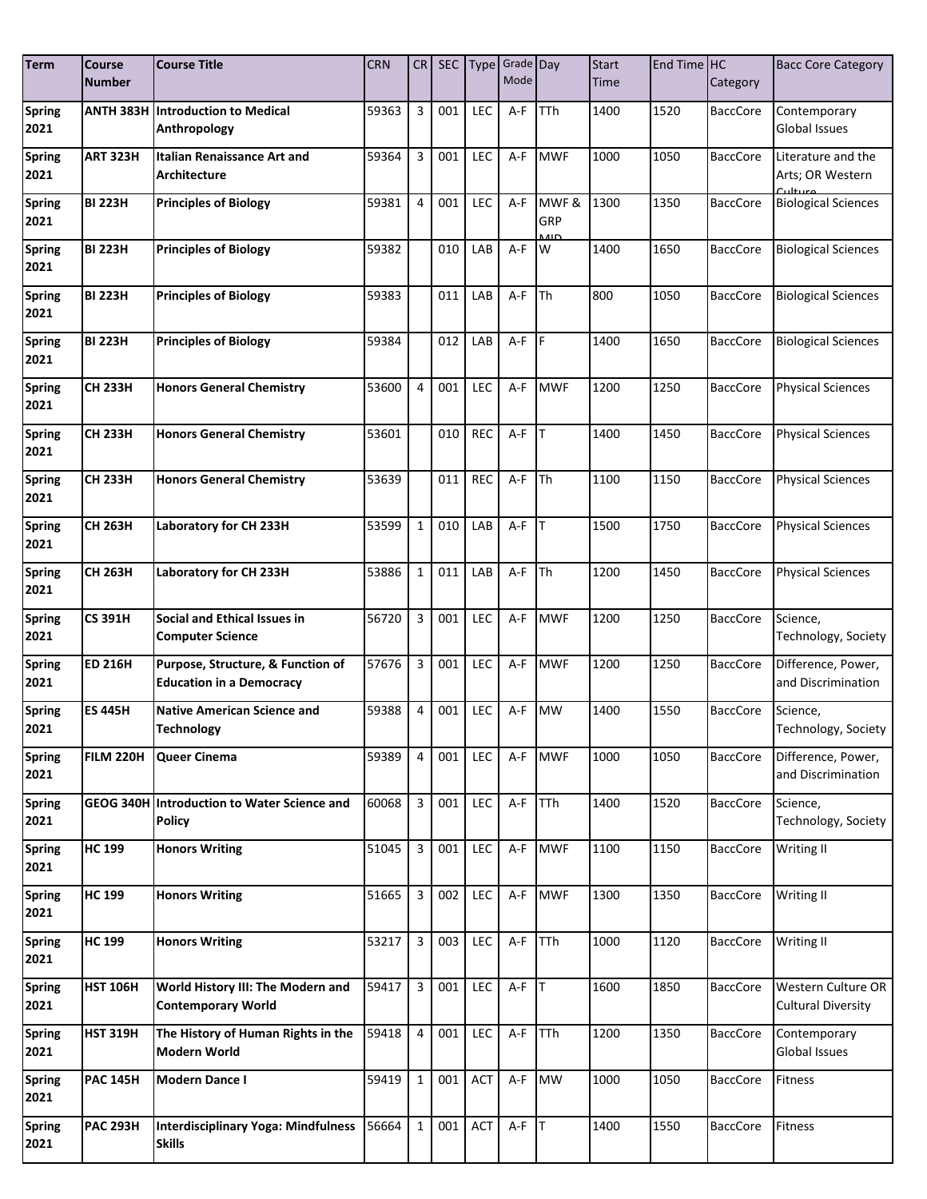| Term | Course Number | Course Title | CRN | CR | SEC | Type | Grade Mode | Day | Start Time | End Time | HC Category | Bacc Core Category |
|---|---|---|---|---|---|---|---|---|---|---|---|---|
| **Spring 2021** | **ANTH 383H** | **Introduction to Medical Anthropology** | 59363 | 3 | 001 | LEC | A-F | TTh | 1400 | 1520 | BaccCore | Contemporary Global Issues |
| **Spring 2021** | **ART 323H** | **Italian Renaissance Art and Architecture** | 59364 | 3 | 001 | LEC | A-F | MWF | 1000 | 1050 | BaccCore | Literature and the Arts; OR Western Culture |
| **Spring 2021** | **BI 223H** | **Principles of Biology** | 59381 | 4 | 001 | LEC | A-F | MWF & GRP MID | 1300 | 1350 | BaccCore | Biological Sciences |
| **Spring 2021** | **BI 223H** | **Principles of Biology** | 59382 | | 010 | LAB | A-F | W | 1400 | 1650 | BaccCore | Biological Sciences |
| **Spring 2021** | **BI 223H** | **Principles of Biology** | 59383 | | 011 | LAB | A-F | Th | 800 | 1050 | BaccCore | Biological Sciences |
| **Spring 2021** | **BI 223H** | **Principles of Biology** | 59384 | | 012 | LAB | A-F | F | 1400 | 1650 | BaccCore | Biological Sciences |
| **Spring 2021** | **CH 233H** | **Honors General Chemistry** | 53600 | 4 | 001 | LEC | A-F | MWF | 1200 | 1250 | BaccCore | Physical Sciences |
| **Spring 2021** | **CH 233H** | **Honors General Chemistry** | 53601 | | 010 | REC | A-F | T | 1400 | 1450 | BaccCore | Physical Sciences |
| **Spring 2021** | **CH 233H** | **Honors General Chemistry** | 53639 | | 011 | REC | A-F | Th | 1100 | 1150 | BaccCore | Physical Sciences |
| **Spring 2021** | **CH 263H** | **Laboratory for CH 233H** | 53599 | 1 | 010 | LAB | A-F | T | 1500 | 1750 | BaccCore | Physical Sciences |
| **Spring 2021** | **CH 263H** | **Laboratory for CH 233H** | 53886 | 1 | 011 | LAB | A-F | Th | 1200 | 1450 | BaccCore | Physical Sciences |
| **Spring 2021** | **CS 391H** | **Social and Ethical Issues in Computer Science** | 56720 | 3 | 001 | LEC | A-F | MWF | 1200 | 1250 | BaccCore | Science, Technology, Society |
| **Spring 2021** | **ED 216H** | **Purpose, Structure, & Function of Education in a Democracy** | 57676 | 3 | 001 | LEC | A-F | MWF | 1200 | 1250 | BaccCore | Difference, Power, and Discrimination |
| **Spring 2021** | **ES 445H** | **Native American Science and Technology** | 59388 | 4 | 001 | LEC | A-F | MW | 1400 | 1550 | BaccCore | Science, Technology, Society |
| **Spring 2021** | **FILM 220H** | **Queer Cinema** | 59389 | 4 | 001 | LEC | A-F | MWF | 1000 | 1050 | BaccCore | Difference, Power, and Discrimination |
| **Spring 2021** | **GEOG 340H** | **Introduction to Water Science and Policy** | 60068 | 3 | 001 | LEC | A-F | TTh | 1400 | 1520 | BaccCore | Science, Technology, Society |
| **Spring 2021** | **HC 199** | **Honors Writing** | 51045 | 3 | 001 | LEC | A-F | MWF | 1100 | 1150 | BaccCore | Writing II |
| **Spring 2021** | **HC 199** | **Honors Writing** | 51665 | 3 | 002 | LEC | A-F | MWF | 1300 | 1350 | BaccCore | Writing II |
| **Spring 2021** | **HC 199** | **Honors Writing** | 53217 | 3 | 003 | LEC | A-F | TTh | 1000 | 1120 | BaccCore | Writing II |
| **Spring 2021** | **HST 106H** | **World History III: The Modern and Contemporary World** | 59417 | 3 | 001 | LEC | A-F | T | 1600 | 1850 | BaccCore | Western Culture OR Cultural Diversity |
| **Spring 2021** | **HST 319H** | **The History of Human Rights in the Modern World** | 59418 | 4 | 001 | LEC | A-F | TTh | 1200 | 1350 | BaccCore | Contemporary Global Issues |
| **Spring 2021** | **PAC 145H** | **Modern Dance I** | 59419 | 1 | 001 | ACT | A-F | MW | 1000 | 1050 | BaccCore | Fitness |
| **Spring 2021** | **PAC 293H** | **Interdisciplinary Yoga: Mindfulness Skills** | 56664 | 1 | 001 | ACT | A-F | T | 1400 | 1550 | BaccCore | Fitness |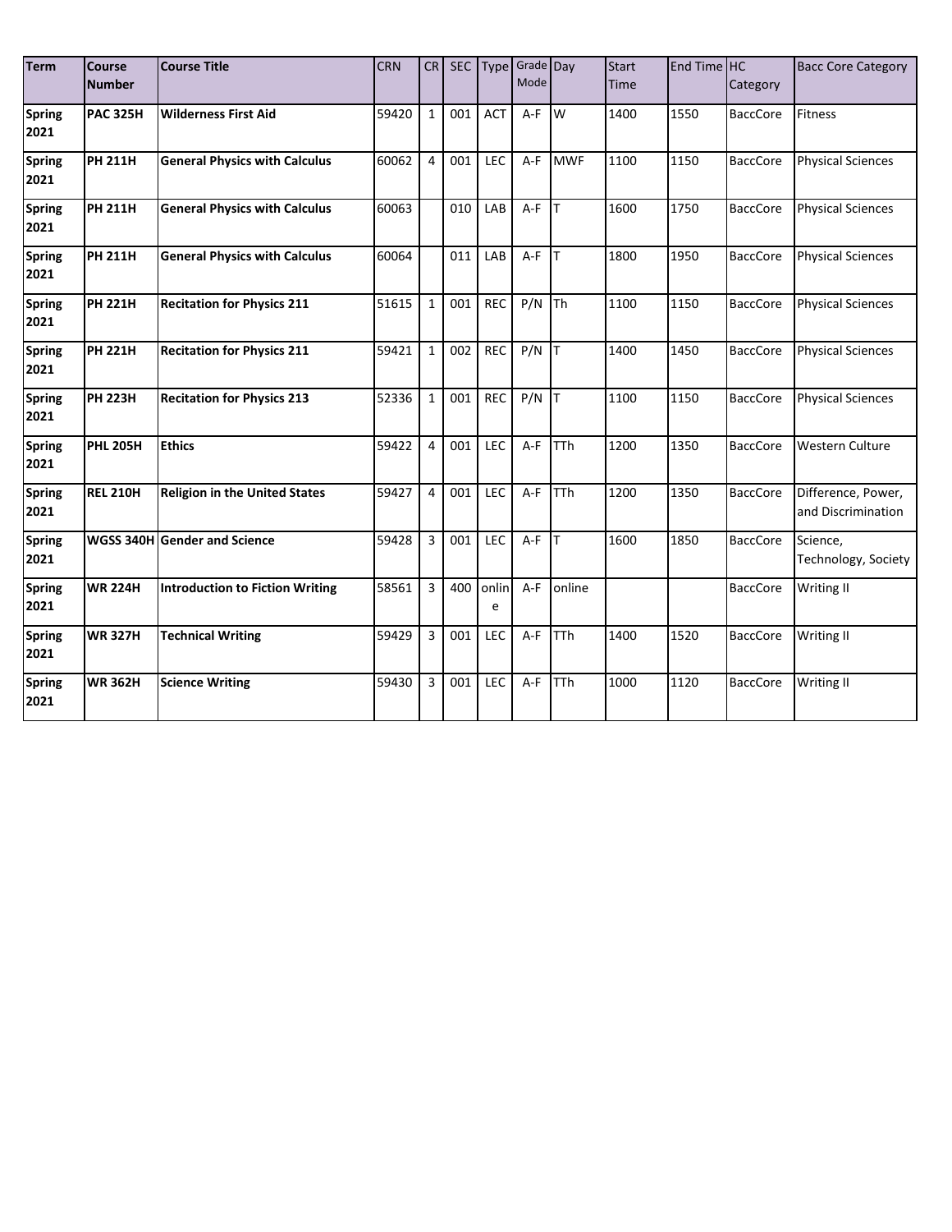| Term | Course Number | Course Title | CRN | CR | SEC | Type | Grade Mode | Day | Start Time | End Time | HC Category | Bacc Core Category |
|---|---|---|---|---|---|---|---|---|---|---|---|---|
| **Spring 2021** | **PAC 325H** | **Wilderness First Aid** | 59420 | 1 | 001 | ACT | A-F | W | 1400 | 1550 | BaccCore | Fitness |
| **Spring 2021** | **PH 211H** | **General Physics with Calculus** | 60062 | 4 | 001 | LEC | A-F | MWF | 1100 | 1150 | BaccCore | Physical Sciences |
| **Spring 2021** | **PH 211H** | **General Physics with Calculus** | 60063 | | 010 | LAB | A-F | T | 1600 | 1750 | BaccCore | Physical Sciences |
| **Spring 2021** | **PH 211H** | **General Physics with Calculus** | 60064 | | 011 | LAB | A-F | T | 1800 | 1950 | BaccCore | Physical Sciences |
| **Spring 2021** | **PH 221H** | **Recitation for Physics 211** | 51615 | 1 | 001 | REC | P/N | Th | 1100 | 1150 | BaccCore | Physical Sciences |
| **Spring 2021** | **PH 221H** | **Recitation for Physics 211** | 59421 | 1 | 002 | REC | P/N | T | 1400 | 1450 | BaccCore | Physical Sciences |
| **Spring 2021** | **PH 223H** | **Recitation for Physics 213** | 52336 | 1 | 001 | REC | P/N | T | 1100 | 1150 | BaccCore | Physical Sciences |
| **Spring 2021** | **PHL 205H** | **Ethics** | 59422 | 4 | 001 | LEC | A-F | TTh | 1200 | 1350 | BaccCore | Western Culture |
| **Spring 2021** | **REL 210H** | **Religion in the United States** | 59427 | 4 | 001 | LEC | A-F | TTh | 1200 | 1350 | BaccCore | Difference, Power, and Discrimination |
| **Spring 2021** | **WGSS 340H** | **Gender and Science** | 59428 | 3 | 001 | LEC | A-F | T | 1600 | 1850 | BaccCore | Science, Technology, Society |
| **Spring 2021** | **WR 224H** | **Introduction to Fiction Writing** | 58561 | 3 | 400 | online | A-F | online | | | BaccCore | Writing II |
| **Spring 2021** | **WR 327H** | **Technical Writing** | 59429 | 3 | 001 | LEC | A-F | TTh | 1400 | 1520 | BaccCore | Writing II |
| **Spring 2021** | **WR 362H** | **Science Writing** | 59430 | 3 | 001 | LEC | A-F | TTh | 1000 | 1120 | BaccCore | Writing II |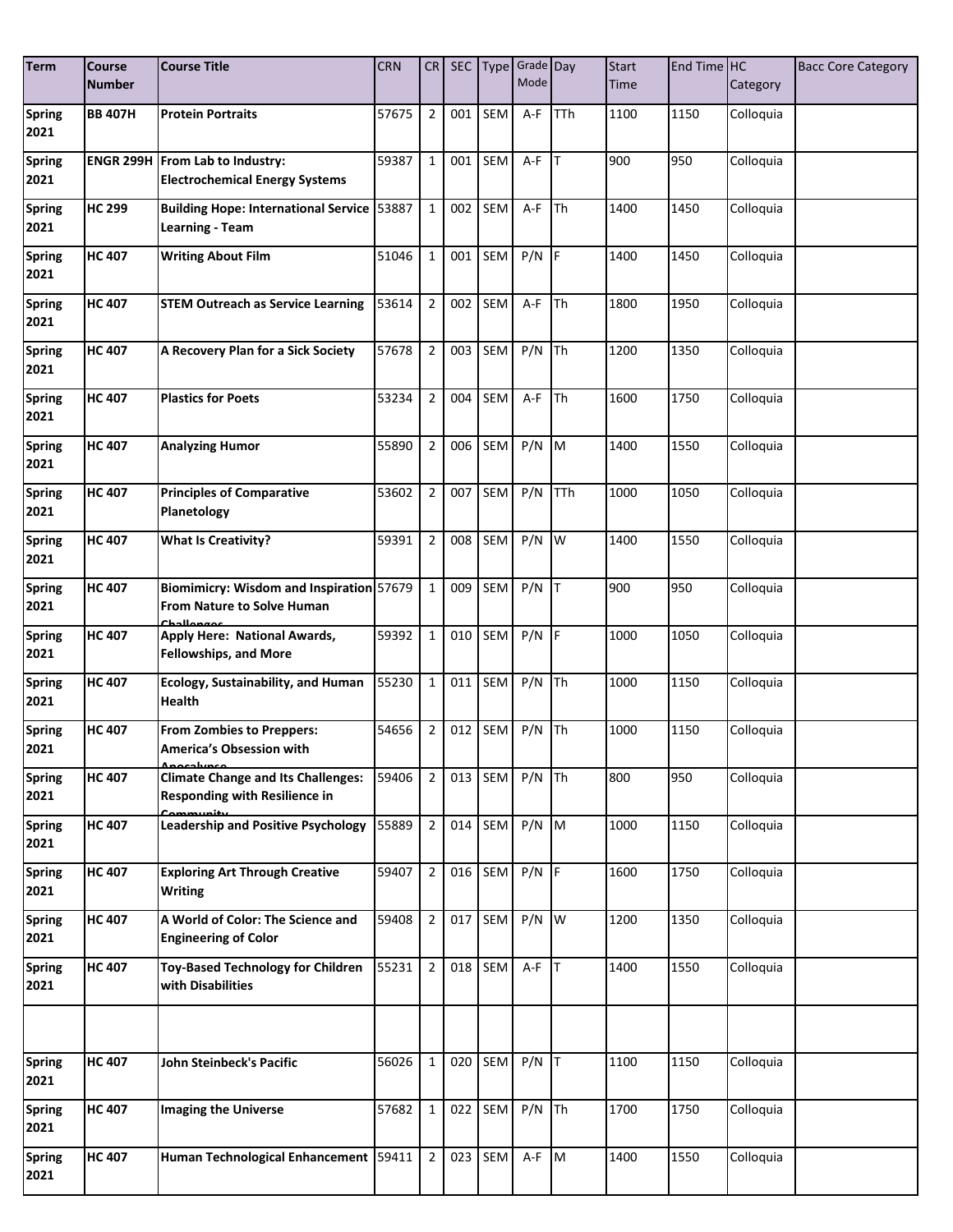| Term | Course Number | Course Title | CRN | CR | SEC | Type | Grade Mode | Day | Start Time | End Time | HC Category | Bacc Core Category |
|---|---|---|---|---|---|---|---|---|---|---|---|---|
| Spring 2021 | BB 407H | Protein Portraits | 57675 | 2 | 001 | SEM | A-F | TTh | 1100 | 1150 | Colloquia | |
| Spring 2021 | ENGR 299H | From Lab to Industry: Electrochemical Energy Systems | 59387 | 1 | 001 | SEM | A-F | T | 900 | 950 | Colloquia | |
| Spring 2021 | HC 299 | Building Hope: International Service Learning - Team | 53887 | 1 | 002 | SEM | A-F | Th | 1400 | 1450 | Colloquia | |
| Spring 2021 | HC 407 | Writing About Film | 51046 | 1 | 001 | SEM | P/N | F | 1400 | 1450 | Colloquia | |
| Spring 2021 | HC 407 | STEM Outreach as Service Learning | 53614 | 2 | 002 | SEM | A-F | Th | 1800 | 1950 | Colloquia | |
| Spring 2021 | HC 407 | A Recovery Plan for a Sick Society | 57678 | 2 | 003 | SEM | P/N | Th | 1200 | 1350 | Colloquia | |
| Spring 2021 | HC 407 | Plastics for Poets | 53234 | 2 | 004 | SEM | A-F | Th | 1600 | 1750 | Colloquia | |
| Spring 2021 | HC 407 | Analyzing Humor | 55890 | 2 | 006 | SEM | P/N | M | 1400 | 1550 | Colloquia | |
| Spring 2021 | HC 407 | Principles of Comparative Planetology | 53602 | 2 | 007 | SEM | P/N | TTh | 1000 | 1050 | Colloquia | |
| Spring 2021 | HC 407 | What Is Creativity? | 59391 | 2 | 008 | SEM | P/N | W | 1400 | 1550 | Colloquia | |
| Spring 2021 | HC 407 | Biomimicry: Wisdom and Inspiration From Nature to Solve Human Challenges | 57679 | 1 | 009 | SEM | P/N | T | 900 | 950 | Colloquia | |
| Spring 2021 | HC 407 | Apply Here: National Awards, Fellowships, and More | 59392 | 1 | 010 | SEM | P/N | F | 1000 | 1050 | Colloquia | |
| Spring 2021 | HC 407 | Ecology, Sustainability, and Human Health | 55230 | 1 | 011 | SEM | P/N | Th | 1000 | 1150 | Colloquia | |
| Spring 2021 | HC 407 | From Zombies to Preppers: America's Obsession with Apocalypse | 54656 | 2 | 012 | SEM | P/N | Th | 1000 | 1150 | Colloquia | |
| Spring 2021 | HC 407 | Climate Change and Its Challenges: Responding with Resilience in Community | 59406 | 2 | 013 | SEM | P/N | Th | 800 | 950 | Colloquia | |
| Spring 2021 | HC 407 | Leadership and Positive Psychology | 55889 | 2 | 014 | SEM | P/N | M | 1000 | 1150 | Colloquia | |
| Spring 2021 | HC 407 | Exploring Art Through Creative Writing | 59407 | 2 | 016 | SEM | P/N | F | 1600 | 1750 | Colloquia | |
| Spring 2021 | HC 407 | A World of Color: The Science and Engineering of Color | 59408 | 2 | 017 | SEM | P/N | W | 1200 | 1350 | Colloquia | |
| Spring 2021 | HC 407 | Toy-Based Technology for Children with Disabilities | 55231 | 2 | 018 | SEM | A-F | T | 1400 | 1550 | Colloquia | |
| | | | | | | | | | | | | |
| Spring 2021 | HC 407 | John Steinbeck's Pacific | 56026 | 1 | 020 | SEM | P/N | T | 1100 | 1150 | Colloquia | |
| Spring 2021 | HC 407 | Imaging the Universe | 57682 | 1 | 022 | SEM | P/N | Th | 1700 | 1750 | Colloquia | |
| Spring 2021 | HC 407 | Human Technological Enhancement | 59411 | 2 | 023 | SEM | A-F | M | 1400 | 1550 | Colloquia | |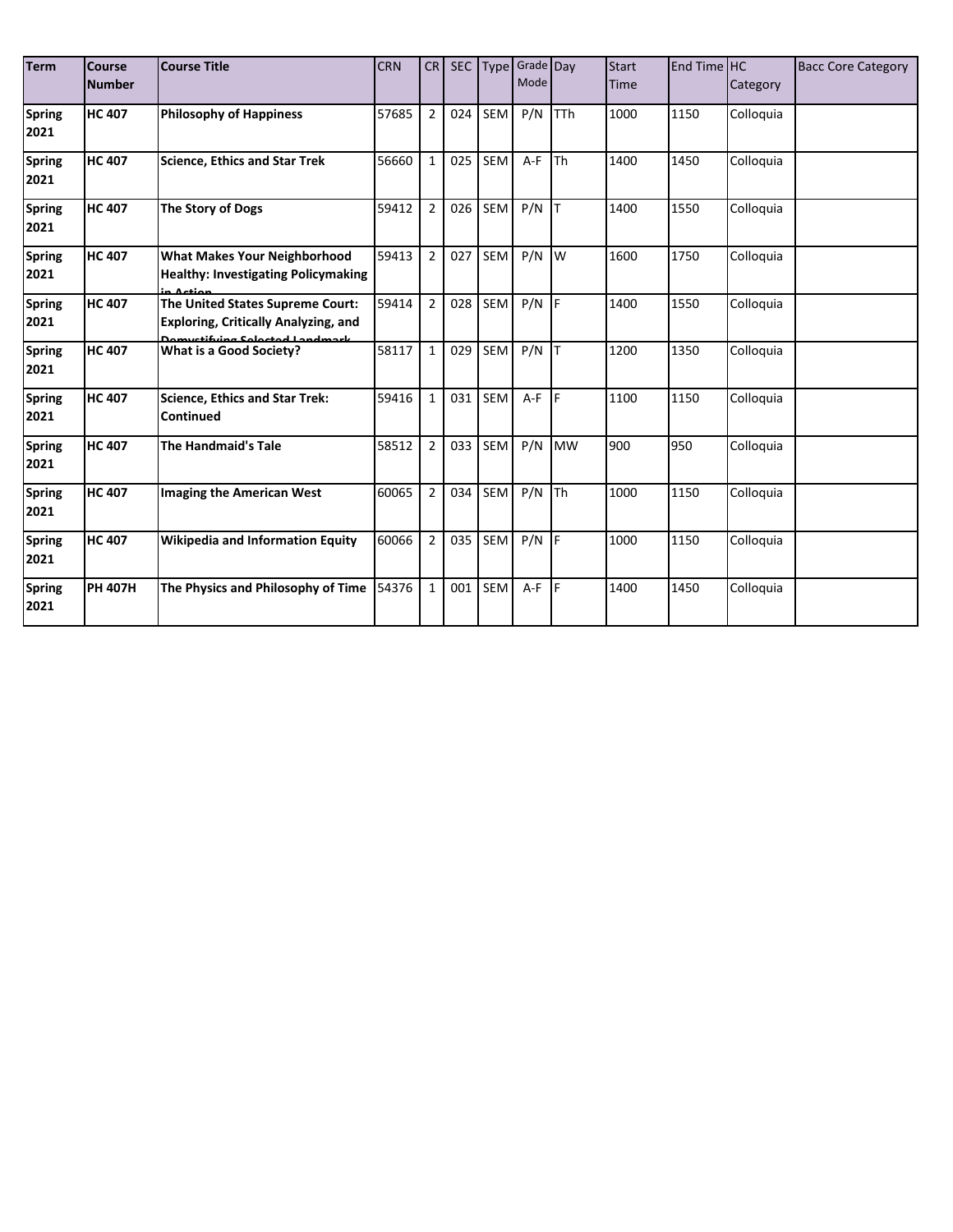| Term | Course Number | Course Title | CRN | CR | SEC | Type | Grade Mode | Day | Start Time | End Time | HC Category | Bacc Core Category |
|---|---|---|---|---|---|---|---|---|---|---|---|---|
| **Spring 2021** | **HC 407** | **Philosophy of Happiness** | 57685 | 2 | 024 | SEM | P/N | TTh | 1000 | 1150 | Colloquia | |
| **Spring 2021** | **HC 407** | **Science, Ethics and Star Trek** | 56660 | 1 | 025 | SEM | A-F | Th | 1400 | 1450 | Colloquia | |
| **Spring 2021** | **HC 407** | **The Story of Dogs** | 59412 | 2 | 026 | SEM | P/N | T | 1400 | 1550 | Colloquia | |
| **Spring 2021** | **HC 407** | **What Makes Your Neighborhood Healthy: Investigating Policymaking in Action** | 59413 | 2 | 027 | SEM | P/N | W | 1600 | 1750 | Colloquia | |
| **Spring 2021** | **HC 407** | **The United States Supreme Court: Exploring, Critically Analyzing, and Demystifying Selected Landmark** | 59414 | 2 | 028 | SEM | P/N | F | 1400 | 1550 | Colloquia | |
| **Spring 2021** | **HC 407** | **What is a Good Society?** | 58117 | 1 | 029 | SEM | P/N | T | 1200 | 1350 | Colloquia | |
| **Spring 2021** | **HC 407** | **Science, Ethics and Star Trek: Continued** | 59416 | 1 | 031 | SEM | A-F | F | 1100 | 1150 | Colloquia | |
| **Spring 2021** | **HC 407** | **The Handmaid's Tale** | 58512 | 2 | 033 | SEM | P/N | MW | 900 | 950 | Colloquia | |
| **Spring 2021** | **HC 407** | **Imaging the American West** | 60065 | 2 | 034 | SEM | P/N | Th | 1000 | 1150 | Colloquia | |
| **Spring 2021** | **HC 407** | **Wikipedia and Information Equity** | 60066 | 2 | 035 | SEM | P/N | F | 1000 | 1150 | Colloquia | |
| **Spring 2021** | **PH 407H** | **The Physics and Philosophy of Time** | 54376 | 1 | 001 | SEM | A-F | F | 1400 | 1450 | Colloquia | |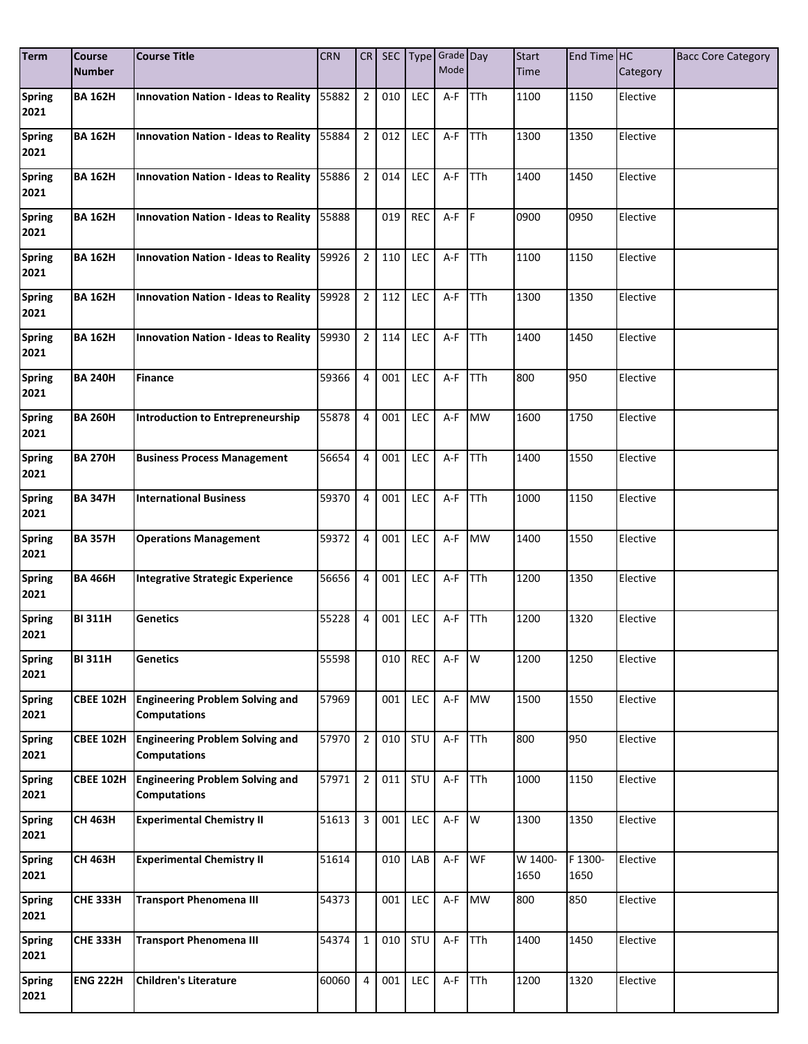| Term | Course Number | Course Title | CRN | CR | SEC | Type | Grade Mode | Day | Start Time | End Time | HC Category | Bacc Core Category |
|---|---|---|---|---|---|---|---|---|---|---|---|---|
| **Spring 2021** | **BA 162H** | **Innovation Nation - Ideas to Reality** | 55882 | 2 | 010 | LEC | A-F | TTh | 1100 | 1150 | Elective | |
| **Spring 2021** | **BA 162H** | **Innovation Nation - Ideas to Reality** | 55884 | 2 | 012 | LEC | A-F | TTh | 1300 | 1350 | Elective | |
| **Spring 2021** | **BA 162H** | **Innovation Nation - Ideas to Reality** | 55886 | 2 | 014 | LEC | A-F | TTh | 1400 | 1450 | Elective | |
| **Spring 2021** | **BA 162H** | **Innovation Nation - Ideas to Reality** | 55888 | | 019 | REC | A-F | F | 0900 | 0950 | Elective | |
| **Spring 2021** | **BA 162H** | **Innovation Nation - Ideas to Reality** | 59926 | 2 | 110 | LEC | A-F | TTh | 1100 | 1150 | Elective | |
| **Spring 2021** | **BA 162H** | **Innovation Nation - Ideas to Reality** | 59928 | 2 | 112 | LEC | A-F | TTh | 1300 | 1350 | Elective | |
| **Spring 2021** | **BA 162H** | **Innovation Nation - Ideas to Reality** | 59930 | 2 | 114 | LEC | A-F | TTh | 1400 | 1450 | Elective | |
| **Spring 2021** | **BA 240H** | **Finance** | 59366 | 4 | 001 | LEC | A-F | TTh | 800 | 950 | Elective | |
| **Spring 2021** | **BA 260H** | **Introduction to Entrepreneurship** | 55878 | 4 | 001 | LEC | A-F | MW | 1600 | 1750 | Elective | |
| **Spring 2021** | **BA 270H** | **Business Process Management** | 56654 | 4 | 001 | LEC | A-F | TTh | 1400 | 1550 | Elective | |
| **Spring 2021** | **BA 347H** | **International Business** | 59370 | 4 | 001 | LEC | A-F | TTh | 1000 | 1150 | Elective | |
| **Spring 2021** | **BA 357H** | **Operations Management** | 59372 | 4 | 001 | LEC | A-F | MW | 1400 | 1550 | Elective | |
| **Spring 2021** | **BA 466H** | **Integrative Strategic Experience** | 56656 | 4 | 001 | LEC | A-F | TTh | 1200 | 1350 | Elective | |
| **Spring 2021** | **BI 311H** | **Genetics** | 55228 | 4 | 001 | LEC | A-F | TTh | 1200 | 1320 | Elective | |
| **Spring 2021** | **BI 311H** | **Genetics** | 55598 | | 010 | REC | A-F | W | 1200 | 1250 | Elective | |
| **Spring 2021** | **CBEE 102H** | **Engineering Problem Solving and Computations** | 57969 | | 001 | LEC | A-F | MW | 1500 | 1550 | Elective | |
| **Spring 2021** | **CBEE 102H** | **Engineering Problem Solving and Computations** | 57970 | 2 | 010 | STU | A-F | TTh | 800 | 950 | Elective | |
| **Spring 2021** | **CBEE 102H** | **Engineering Problem Solving and Computations** | 57971 | 2 | 011 | STU | A-F | TTh | 1000 | 1150 | Elective | |
| **Spring 2021** | **CH 463H** | **Experimental Chemistry II** | 51613 | 3 | 001 | LEC | A-F | W | 1300 | 1350 | Elective | |
| **Spring 2021** | **CH 463H** | **Experimental Chemistry II** | 51614 | | 010 | LAB | A-F | WF | W 1400-1650 | F 1300-1650 | Elective | |
| **Spring 2021** | **CHE 333H** | **Transport Phenomena III** | 54373 | | 001 | LEC | A-F | MW | 800 | 850 | Elective | |
| **Spring 2021** | **CHE 333H** | **Transport Phenomena III** | 54374 | 1 | 010 | STU | A-F | TTh | 1400 | 1450 | Elective | |
| **Spring 2021** | **ENG 222H** | **Children's Literature** | 60060 | 4 | 001 | LEC | A-F | TTh | 1200 | 1320 | Elective | |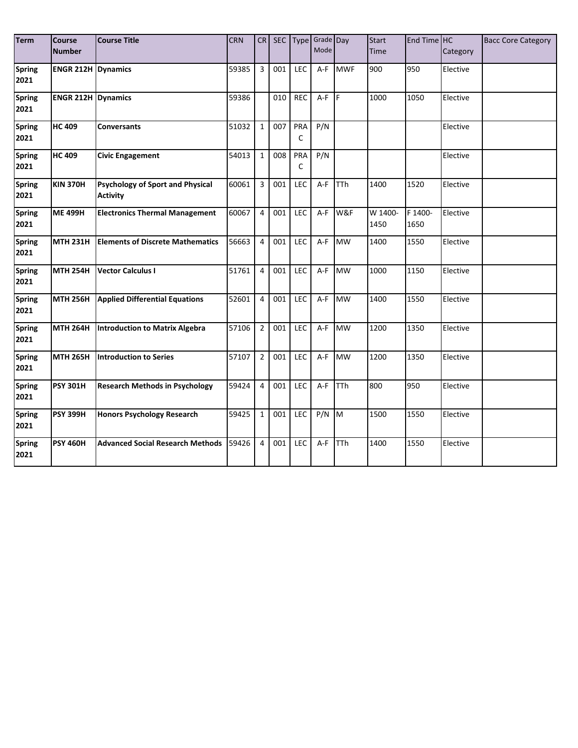| Term | Course Number | Course Title | CRN | CR | SEC | Type | Grade Mode | Day | Start Time | End Time | HC Category | Bacc Core Category |
|---|---|---|---|---|---|---|---|---|---|---|---|---|
| **Spring 2021** | **ENGR 212H** | **Dynamics** | 59385 | 3 | 001 | LEC | A-F | MWF | 900 | 950 | Elective | |
| **Spring 2021** | **ENGR 212H** | **Dynamics** | 59386 | | 010 | REC | A-F | F | 1000 | 1050 | Elective | |
| **Spring 2021** | **HC 409** | **Conversants** | 51032 | 1 | 007 | PRAC | P/N | | | | Elective | |
| **Spring 2021** | **HC 409** | **Civic Engagement** | 54013 | 1 | 008 | PRAC | P/N | | | | Elective | |
| **Spring 2021** | **KIN 370H** | **Psychology of Sport and Physical Activity** | 60061 | 3 | 001 | LEC | A-F | TTh | 1400 | 1520 | Elective | |
| **Spring 2021** | **ME 499H** | **Electronics Thermal Management** | 60067 | 4 | 001 | LEC | A-F | W&F | W 1400-1450 | F 1400-1650 | Elective | |
| **Spring 2021** | **MTH 231H** | **Elements of Discrete Mathematics** | 56663 | 4 | 001 | LEC | A-F | MW | 1400 | 1550 | Elective | |
| **Spring 2021** | **MTH 254H** | **Vector Calculus I** | 51761 | 4 | 001 | LEC | A-F | MW | 1000 | 1150 | Elective | |
| **Spring 2021** | **MTH 256H** | **Applied Differential Equations** | 52601 | 4 | 001 | LEC | A-F | MW | 1400 | 1550 | Elective | |
| **Spring 2021** | **MTH 264H** | **Introduction to Matrix Algebra** | 57106 | 2 | 001 | LEC | A-F | MW | 1200 | 1350 | Elective | |
| **Spring 2021** | **MTH 265H** | **Introduction to Series** | 57107 | 2 | 001 | LEC | A-F | MW | 1200 | 1350 | Elective | |
| **Spring 2021** | **PSY 301H** | **Research Methods in Psychology** | 59424 | 4 | 001 | LEC | A-F | TTh | 800 | 950 | Elective | |
| **Spring 2021** | **PSY 399H** | **Honors Psychology Research** | 59425 | 1 | 001 | LEC | P/N | M | 1500 | 1550 | Elective | |
| **Spring 2021** | **PSY 460H** | **Advanced Social Research Methods** | 59426 | 4 | 001 | LEC | A-F | TTh | 1400 | 1550 | Elective | |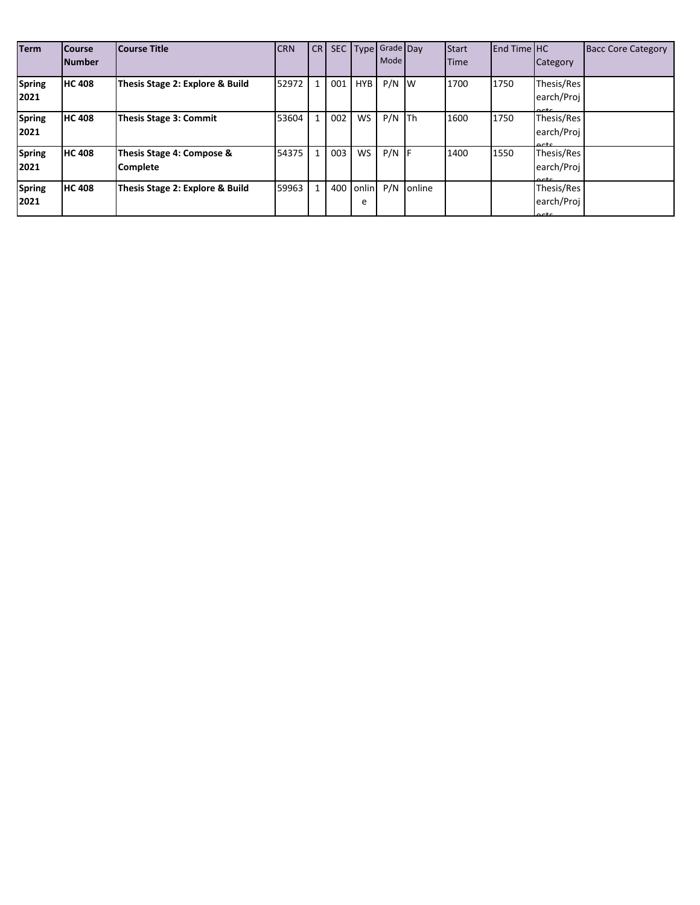| Term | Course Number | Course Title | CRN | CR | SEC | Type | Grade Mode | Day | Start Time | End Time | HC Category | Bacc Core Category |
|---|---|---|---|---|---|---|---|---|---|---|---|---|
| **Spring 2021** | **HC 408** | **Thesis Stage 2: Explore & Build** | 52972 | 1 | 001 | HYB | P/N | W | 1700 | 1750 | Thesis/Research/Projects | |
| **Spring 2021** | **HC 408** | **Thesis Stage 3: Commit** | 53604 | 1 | 002 | WS | P/N | Th | 1600 | 1750 | Thesis/Research/Projects | |
| **Spring 2021** | **HC 408** | **Thesis Stage 4: Compose & Complete** | 54375 | 1 | 003 | WS | P/N | F | 1400 | 1550 | Thesis/Research/Projects | |
| **Spring 2021** | **HC 408** | **Thesis Stage 2: Explore & Build** | 59963 | 1 | 400 | online | P/N | online | | | Thesis/Research/Projects | |